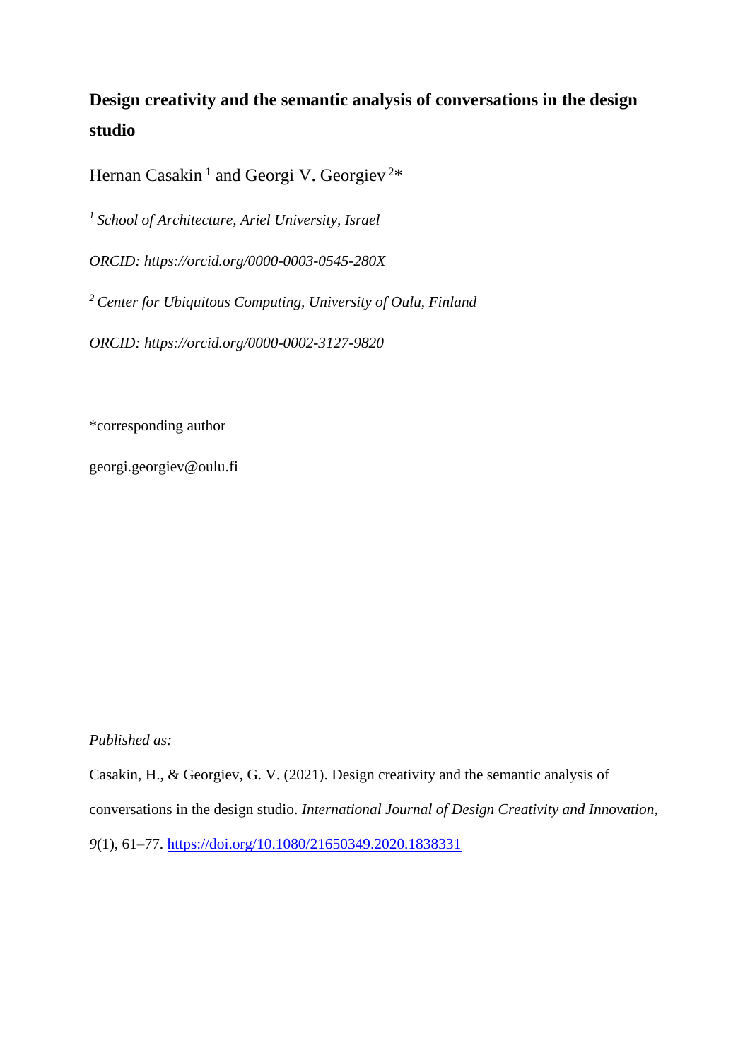# Design creativity and the semantic analysis of conversations in the design studio

Hernan Casakin [1] and Georgi V. Georgiev [2]*

*[1] School of Architecture, Ariel University, Israel*

*ORCID: https://orcid.org/0000-0003-0545-280X*

*[2] Center for Ubiquitous Computing, University of Oulu, Finland*

*ORCID: https://orcid.org/0000-0002-3127-9820*

*corresponding author

georgi.georgiev@oulu.fi

*Published as:*

Casakin, H., & Georgiev, G. V. (2021). Design creativity and the semantic analysis of conversations in the design studio. *International Journal of Design Creativity and Innovation*, *9*(1), 61–77. https://doi.org/10.1080/21650349.2020.1838331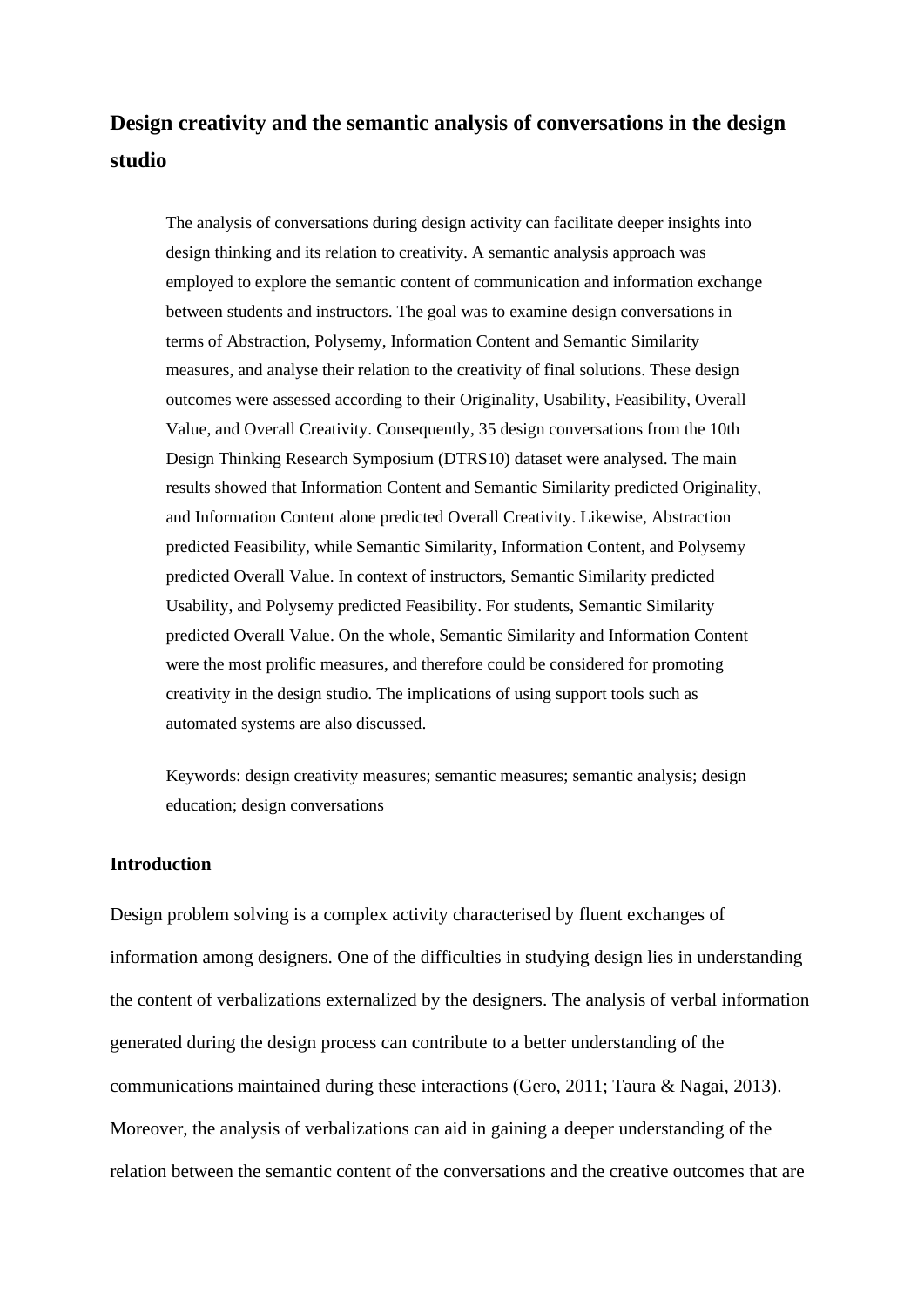# Design creativity and the semantic analysis of conversations in the design studio

> The analysis of conversations during design activity can facilitate deeper insights into design thinking and its relation to creativity. A semantic analysis approach was employed to explore the semantic content of communication and information exchange between students and instructors. The goal was to examine design conversations in terms of Abstraction, Polysemy, Information Content and Semantic Similarity measures, and analyse their relation to the creativity of final solutions. These design outcomes were assessed according to their Originality, Usability, Feasibility, Overall Value, and Overall Creativity. Consequently, 35 design conversations from the 10th Design Thinking Research Symposium (DTRS10) dataset were analysed. The main results showed that Information Content and Semantic Similarity predicted Originality, and Information Content alone predicted Overall Creativity. Likewise, Abstraction predicted Feasibility, while Semantic Similarity, Information Content, and Polysemy predicted Overall Value. In context of instructors, Semantic Similarity predicted Usability, and Polysemy predicted Feasibility. For students, Semantic Similarity predicted Overall Value. On the whole, Semantic Similarity and Information Content were the most prolific measures, and therefore could be considered for promoting creativity in the design studio. The implications of using support tools such as automated systems are also discussed.
>
> Keywords: design creativity measures; semantic measures; semantic analysis; design education; design conversations

## Introduction

Design problem solving is a complex activity characterised by fluent exchanges of information among designers. One of the difficulties in studying design lies in understanding the content of verbalizations externalized by the designers. The analysis of verbal information generated during the design process can contribute to a better understanding of the communications maintained during these interactions (Gero, 2011; Taura & Nagai, 2013). Moreover, the analysis of verbalizations can aid in gaining a deeper understanding of the relation between the semantic content of the conversations and the creative outcomes that are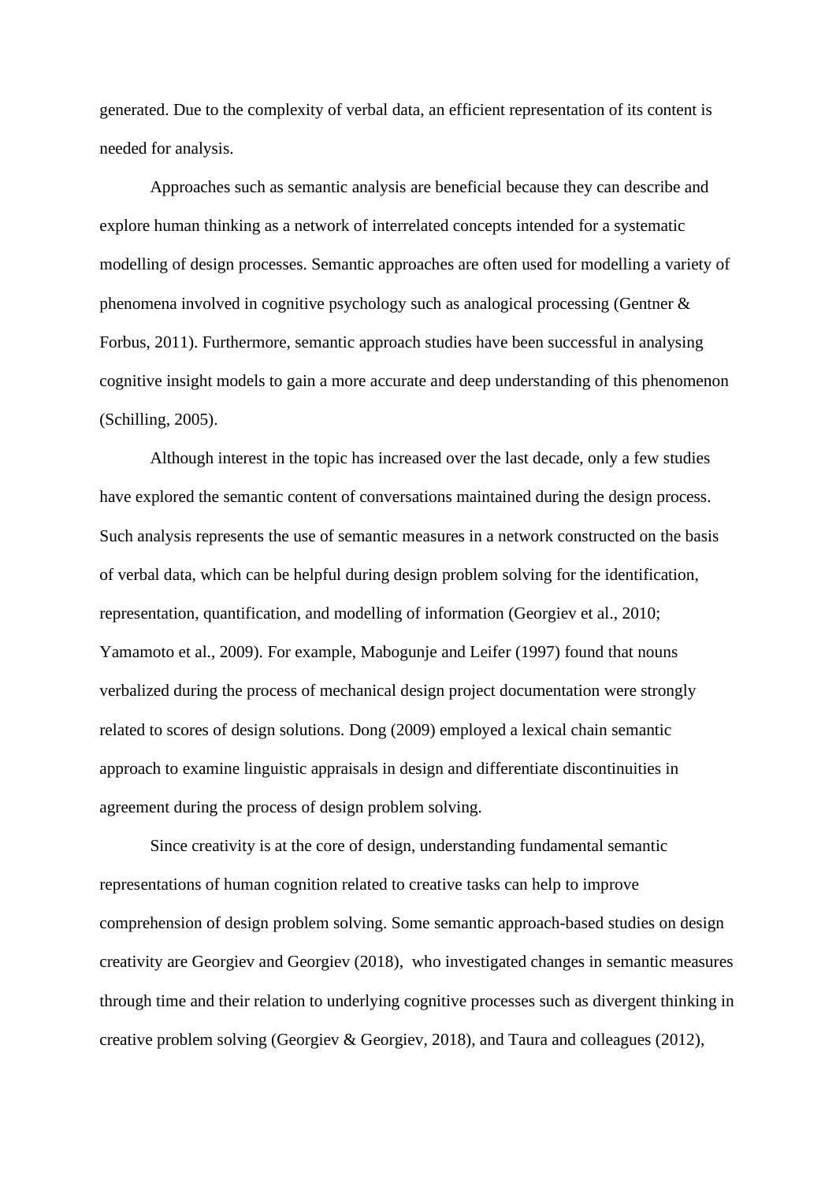generated. Due to the complexity of verbal data, an efficient representation of its content is needed for analysis.

Approaches such as semantic analysis are beneficial because they can describe and explore human thinking as a network of interrelated concepts intended for a systematic modelling of design processes. Semantic approaches are often used for modelling a variety of phenomena involved in cognitive psychology such as analogical processing (Gentner & Forbus, 2011). Furthermore, semantic approach studies have been successful in analysing cognitive insight models to gain a more accurate and deep understanding of this phenomenon (Schilling, 2005).

Although interest in the topic has increased over the last decade, only a few studies have explored the semantic content of conversations maintained during the design process. Such analysis represents the use of semantic measures in a network constructed on the basis of verbal data, which can be helpful during design problem solving for the identification, representation, quantification, and modelling of information (Georgiev et al., 2010; Yamamoto et al., 2009). For example, Mabogunje and Leifer (1997) found that nouns verbalized during the process of mechanical design project documentation were strongly related to scores of design solutions. Dong (2009) employed a lexical chain semantic approach to examine linguistic appraisals in design and differentiate discontinuities in agreement during the process of design problem solving.

Since creativity is at the core of design, understanding fundamental semantic representations of human cognition related to creative tasks can help to improve comprehension of design problem solving. Some semantic approach-based studies on design creativity are Georgiev and Georgiev (2018), who investigated changes in semantic measures through time and their relation to underlying cognitive processes such as divergent thinking in creative problem solving (Georgiev & Georgiev, 2018), and Taura and colleagues (2012),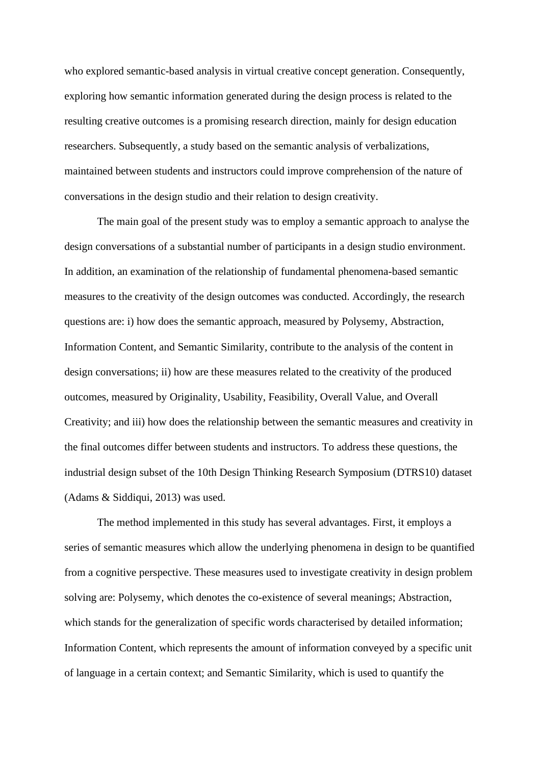who explored semantic-based analysis in virtual creative concept generation. Consequently, exploring how semantic information generated during the design process is related to the resulting creative outcomes is a promising research direction, mainly for design education researchers. Subsequently, a study based on the semantic analysis of verbalizations, maintained between students and instructors could improve comprehension of the nature of conversations in the design studio and their relation to design creativity.

The main goal of the present study was to employ a semantic approach to analyse the design conversations of a substantial number of participants in a design studio environment. In addition, an examination of the relationship of fundamental phenomena-based semantic measures to the creativity of the design outcomes was conducted. Accordingly, the research questions are: i) how does the semantic approach, measured by Polysemy, Abstraction, Information Content, and Semantic Similarity, contribute to the analysis of the content in design conversations; ii) how are these measures related to the creativity of the produced outcomes, measured by Originality, Usability, Feasibility, Overall Value, and Overall Creativity; and iii) how does the relationship between the semantic measures and creativity in the final outcomes differ between students and instructors. To address these questions, the industrial design subset of the 10th Design Thinking Research Symposium (DTRS10) dataset (Adams & Siddiqui, 2013) was used.

The method implemented in this study has several advantages. First, it employs a series of semantic measures which allow the underlying phenomena in design to be quantified from a cognitive perspective. These measures used to investigate creativity in design problem solving are: Polysemy, which denotes the co-existence of several meanings; Abstraction, which stands for the generalization of specific words characterised by detailed information; Information Content, which represents the amount of information conveyed by a specific unit of language in a certain context; and Semantic Similarity, which is used to quantify the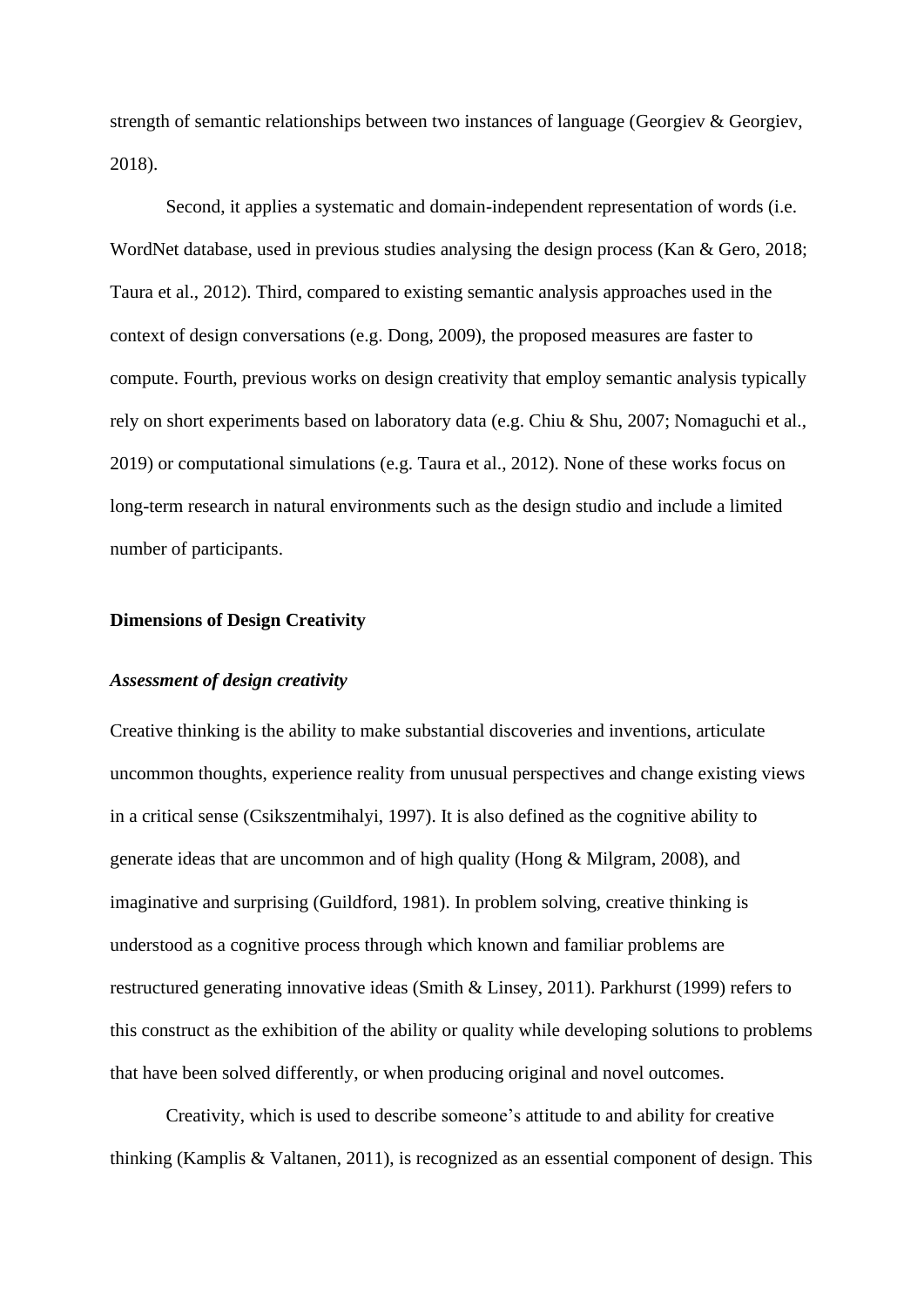strength of semantic relationships between two instances of language (Georgiev & Georgiev, 2018).

Second, it applies a systematic and domain-independent representation of words (i.e. WordNet database, used in previous studies analysing the design process (Kan & Gero, 2018; Taura et al., 2012). Third, compared to existing semantic analysis approaches used in the context of design conversations (e.g. Dong, 2009), the proposed measures are faster to compute. Fourth, previous works on design creativity that employ semantic analysis typically rely on short experiments based on laboratory data (e.g. Chiu & Shu, 2007; Nomaguchi et al., 2019) or computational simulations (e.g. Taura et al., 2012). None of these works focus on long-term research in natural environments such as the design studio and include a limited number of participants.

## Dimensions of Design Creativity

### *Assessment of design creativity*

Creative thinking is the ability to make substantial discoveries and inventions, articulate uncommon thoughts, experience reality from unusual perspectives and change existing views in a critical sense (Csikszentmihalyi, 1997). It is also defined as the cognitive ability to generate ideas that are uncommon and of high quality (Hong & Milgram, 2008), and imaginative and surprising (Guildford, 1981). In problem solving, creative thinking is understood as a cognitive process through which known and familiar problems are restructured generating innovative ideas (Smith & Linsey, 2011). Parkhurst (1999) refers to this construct as the exhibition of the ability or quality while developing solutions to problems that have been solved differently, or when producing original and novel outcomes.

Creativity, which is used to describe someone's attitude to and ability for creative thinking (Kamplis & Valtanen, 2011), is recognized as an essential component of design. This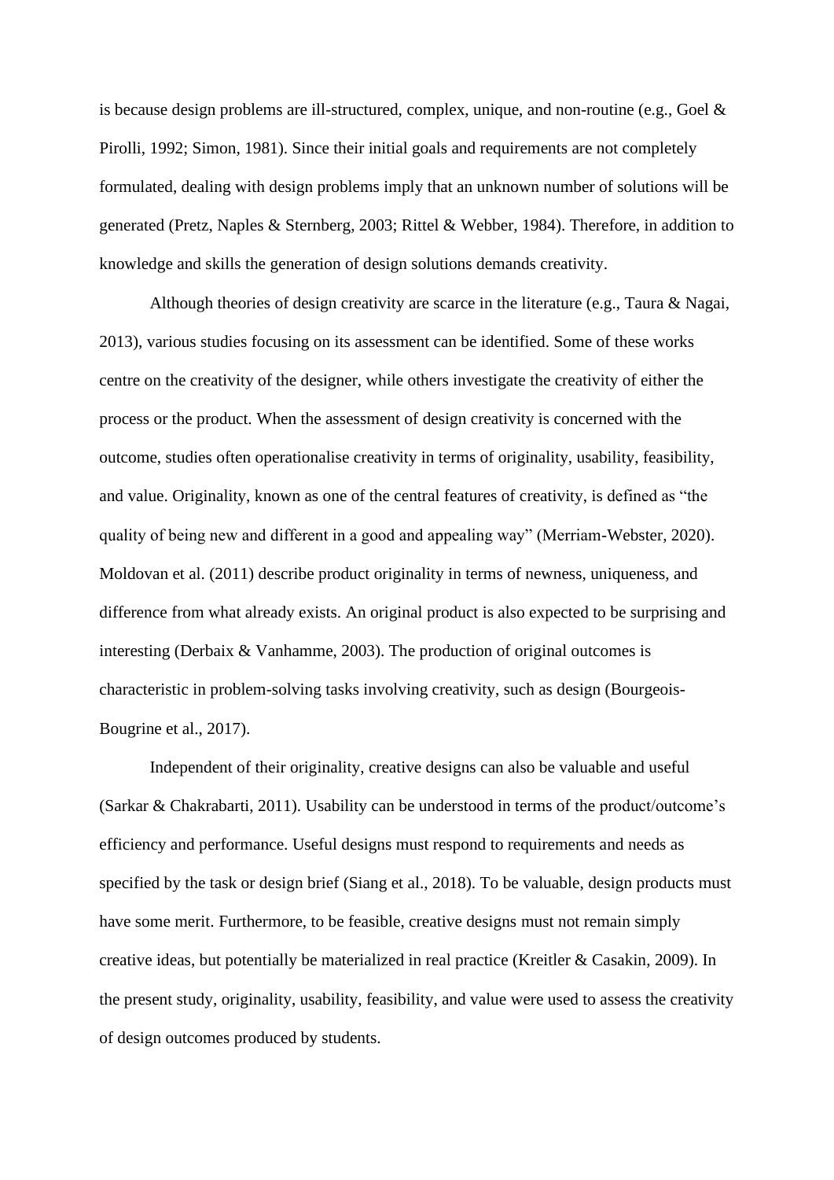is because design problems are ill-structured, complex, unique, and non-routine (e.g., Goel & Pirolli, 1992; Simon, 1981). Since their initial goals and requirements are not completely formulated, dealing with design problems imply that an unknown number of solutions will be generated (Pretz, Naples & Sternberg, 2003; Rittel & Webber, 1984). Therefore, in addition to knowledge and skills the generation of design solutions demands creativity.

Although theories of design creativity are scarce in the literature (e.g., Taura & Nagai, 2013), various studies focusing on its assessment can be identified. Some of these works centre on the creativity of the designer, while others investigate the creativity of either the process or the product. When the assessment of design creativity is concerned with the outcome, studies often operationalise creativity in terms of originality, usability, feasibility, and value. Originality, known as one of the central features of creativity, is defined as "the quality of being new and different in a good and appealing way" (Merriam-Webster, 2020). Moldovan et al. (2011) describe product originality in terms of newness, uniqueness, and difference from what already exists. An original product is also expected to be surprising and interesting (Derbaix & Vanhamme, 2003). The production of original outcomes is characteristic in problem-solving tasks involving creativity, such as design (Bourgeois-Bougrine et al., 2017).

Independent of their originality, creative designs can also be valuable and useful (Sarkar & Chakrabarti, 2011). Usability can be understood in terms of the product/outcome's efficiency and performance. Useful designs must respond to requirements and needs as specified by the task or design brief (Siang et al., 2018). To be valuable, design products must have some merit. Furthermore, to be feasible, creative designs must not remain simply creative ideas, but potentially be materialized in real practice (Kreitler & Casakin, 2009). In the present study, originality, usability, feasibility, and value were used to assess the creativity of design outcomes produced by students.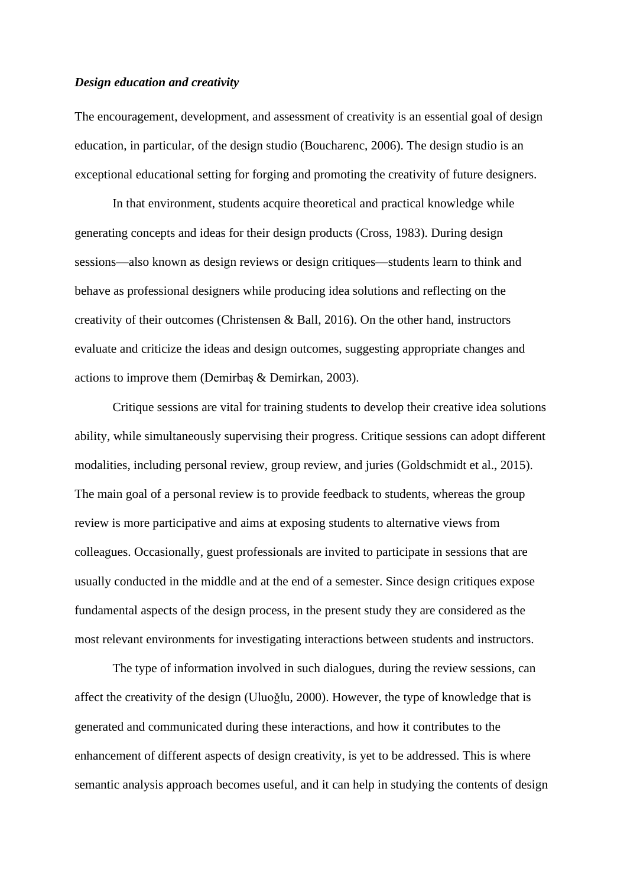### *Design education and creativity*

The encouragement, development, and assessment of creativity is an essential goal of design education, in particular, of the design studio (Boucharenc, 2006). The design studio is an exceptional educational setting for forging and promoting the creativity of future designers.

In that environment, students acquire theoretical and practical knowledge while generating concepts and ideas for their design products (Cross, 1983). During design sessions—also known as design reviews or design critiques—students learn to think and behave as professional designers while producing idea solutions and reflecting on the creativity of their outcomes (Christensen & Ball, 2016). On the other hand, instructors evaluate and criticize the ideas and design outcomes, suggesting appropriate changes and actions to improve them (Demirbaş & Demirkan, 2003).

Critique sessions are vital for training students to develop their creative idea solutions ability, while simultaneously supervising their progress. Critique sessions can adopt different modalities, including personal review, group review, and juries (Goldschmidt et al., 2015). The main goal of a personal review is to provide feedback to students, whereas the group review is more participative and aims at exposing students to alternative views from colleagues. Occasionally, guest professionals are invited to participate in sessions that are usually conducted in the middle and at the end of a semester. Since design critiques expose fundamental aspects of the design process, in the present study they are considered as the most relevant environments for investigating interactions between students and instructors.

The type of information involved in such dialogues, during the review sessions, can affect the creativity of the design (Uluoğlu, 2000). However, the type of knowledge that is generated and communicated during these interactions, and how it contributes to the enhancement of different aspects of design creativity, is yet to be addressed. This is where semantic analysis approach becomes useful, and it can help in studying the contents of design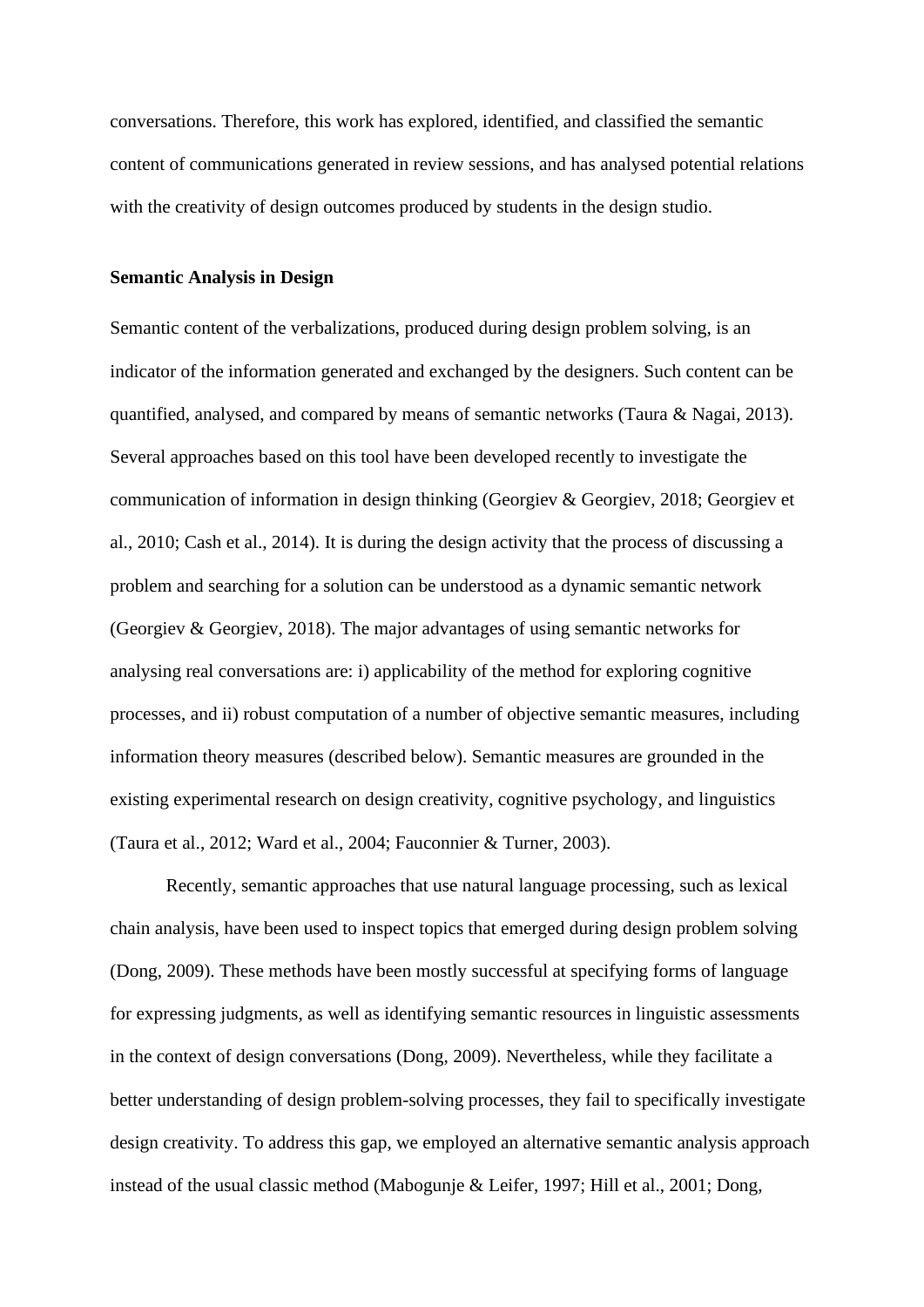conversations. Therefore, this work has explored, identified, and classified the semantic content of communications generated in review sessions, and has analysed potential relations with the creativity of design outcomes produced by students in the design studio.

**Semantic Analysis in Design**

Semantic content of the verbalizations, produced during design problem solving, is an indicator of the information generated and exchanged by the designers. Such content can be quantified, analysed, and compared by means of semantic networks (Taura & Nagai, 2013). Several approaches based on this tool have been developed recently to investigate the communication of information in design thinking (Georgiev & Georgiev, 2018; Georgiev et al., 2010; Cash et al., 2014). It is during the design activity that the process of discussing a problem and searching for a solution can be understood as a dynamic semantic network (Georgiev & Georgiev, 2018). The major advantages of using semantic networks for analysing real conversations are: i) applicability of the method for exploring cognitive processes, and ii) robust computation of a number of objective semantic measures, including information theory measures (described below). Semantic measures are grounded in the existing experimental research on design creativity, cognitive psychology, and linguistics (Taura et al., 2012; Ward et al., 2004; Fauconnier & Turner, 2003).

Recently, semantic approaches that use natural language processing, such as lexical chain analysis, have been used to inspect topics that emerged during design problem solving (Dong, 2009). These methods have been mostly successful at specifying forms of language for expressing judgments, as well as identifying semantic resources in linguistic assessments in the context of design conversations (Dong, 2009). Nevertheless, while they facilitate a better understanding of design problem-solving processes, they fail to specifically investigate design creativity. To address this gap, we employed an alternative semantic analysis approach instead of the usual classic method (Mabogunje & Leifer, 1997; Hill et al., 2001; Dong,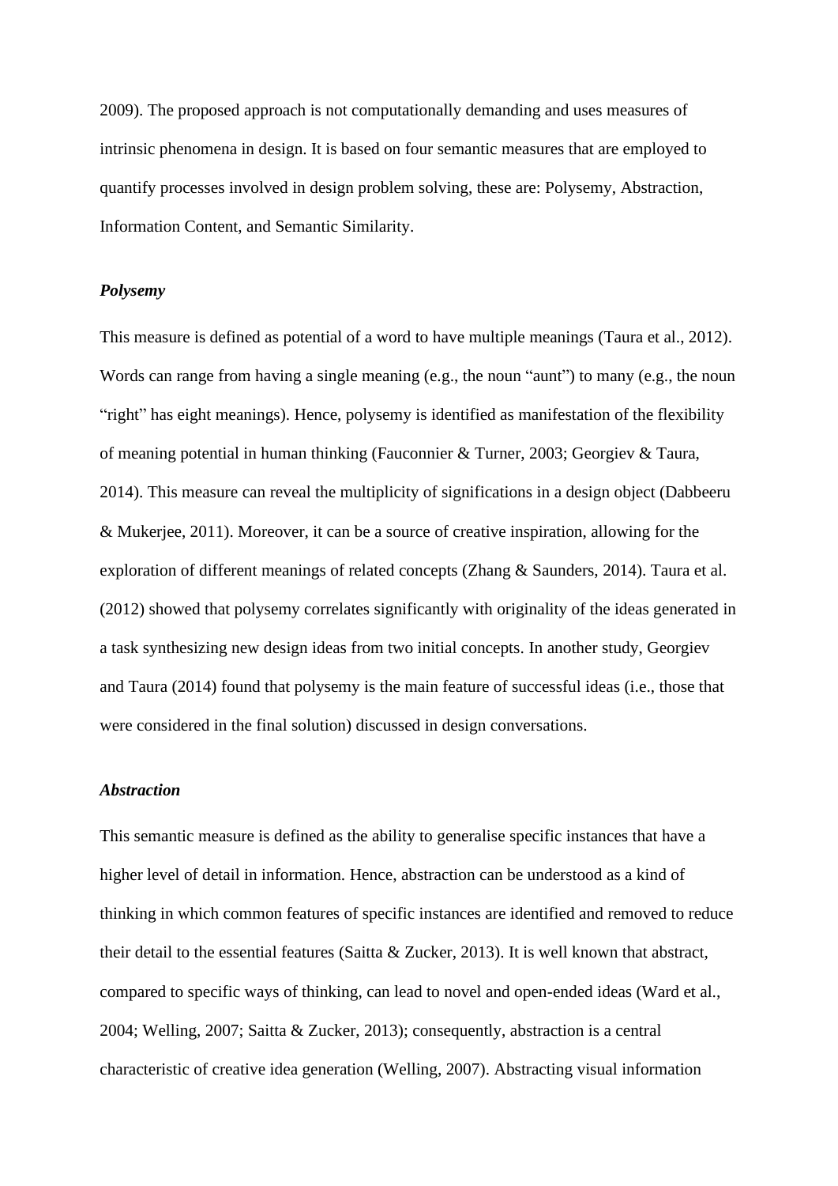2009). The proposed approach is not computationally demanding and uses measures of intrinsic phenomena in design. It is based on four semantic measures that are employed to quantify processes involved in design problem solving, these are: Polysemy, Abstraction, Information Content, and Semantic Similarity.

### *Polysemy*

This measure is defined as potential of a word to have multiple meanings (Taura et al., 2012). Words can range from having a single meaning (e.g., the noun "aunt") to many (e.g., the noun "right" has eight meanings). Hence, polysemy is identified as manifestation of the flexibility of meaning potential in human thinking (Fauconnier & Turner, 2003; Georgiev & Taura, 2014). This measure can reveal the multiplicity of significations in a design object (Dabbeeru & Mukerjee, 2011). Moreover, it can be a source of creative inspiration, allowing for the exploration of different meanings of related concepts (Zhang & Saunders, 2014). Taura et al. (2012) showed that polysemy correlates significantly with originality of the ideas generated in a task synthesizing new design ideas from two initial concepts. In another study, Georgiev and Taura (2014) found that polysemy is the main feature of successful ideas (i.e., those that were considered in the final solution) discussed in design conversations.

### *Abstraction*

This semantic measure is defined as the ability to generalise specific instances that have a higher level of detail in information. Hence, abstraction can be understood as a kind of thinking in which common features of specific instances are identified and removed to reduce their detail to the essential features (Saitta & Zucker, 2013). It is well known that abstract, compared to specific ways of thinking, can lead to novel and open-ended ideas (Ward et al., 2004; Welling, 2007; Saitta & Zucker, 2013); consequently, abstraction is a central characteristic of creative idea generation (Welling, 2007). Abstracting visual information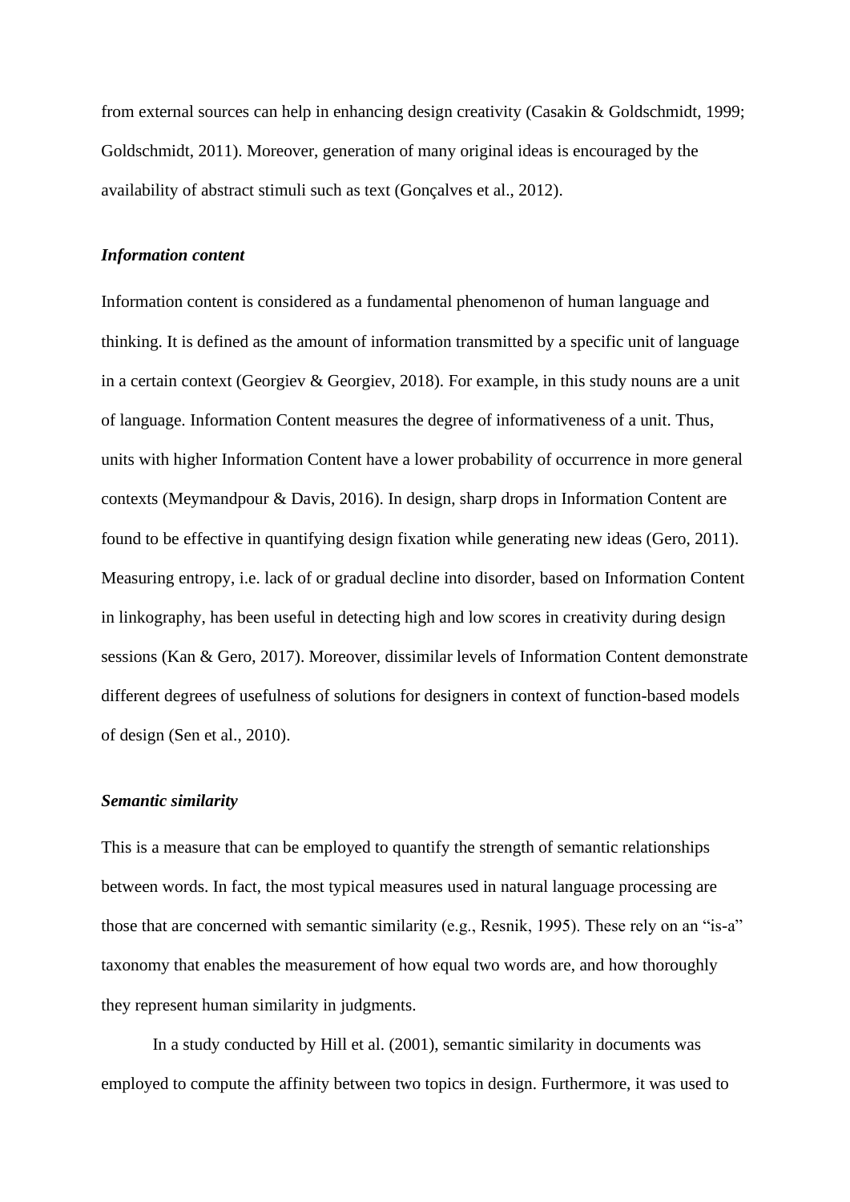from external sources can help in enhancing design creativity (Casakin & Goldschmidt, 1999; Goldschmidt, 2011). Moreover, generation of many original ideas is encouraged by the availability of abstract stimuli such as text (Gonçalves et al., 2012).

### ***Information content***

Information content is considered as a fundamental phenomenon of human language and thinking. It is defined as the amount of information transmitted by a specific unit of language in a certain context (Georgiev & Georgiev, 2018). For example, in this study nouns are a unit of language. Information Content measures the degree of informativeness of a unit. Thus, units with higher Information Content have a lower probability of occurrence in more general contexts (Meymandpour & Davis, 2016). In design, sharp drops in Information Content are found to be effective in quantifying design fixation while generating new ideas (Gero, 2011). Measuring entropy, i.e. lack of or gradual decline into disorder, based on Information Content in linkography, has been useful in detecting high and low scores in creativity during design sessions (Kan & Gero, 2017). Moreover, dissimilar levels of Information Content demonstrate different degrees of usefulness of solutions for designers in context of function-based models of design (Sen et al., 2010).

### ***Semantic similarity***

This is a measure that can be employed to quantify the strength of semantic relationships between words. In fact, the most typical measures used in natural language processing are those that are concerned with semantic similarity (e.g., Resnik, 1995). These rely on an "is-a" taxonomy that enables the measurement of how equal two words are, and how thoroughly they represent human similarity in judgments.

In a study conducted by Hill et al. (2001), semantic similarity in documents was employed to compute the affinity between two topics in design. Furthermore, it was used to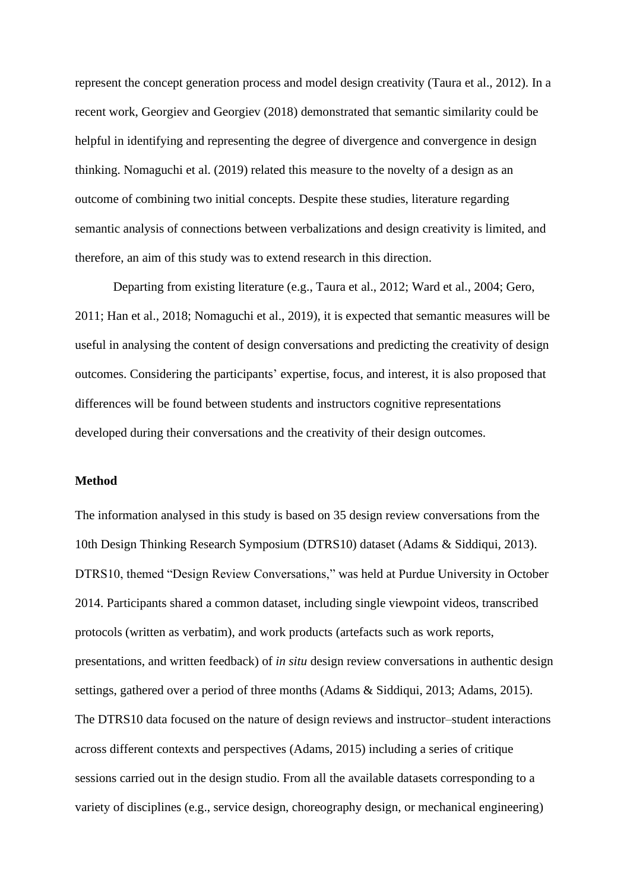represent the concept generation process and model design creativity (Taura et al., 2012). In a recent work, Georgiev and Georgiev (2018) demonstrated that semantic similarity could be helpful in identifying and representing the degree of divergence and convergence in design thinking. Nomaguchi et al. (2019) related this measure to the novelty of a design as an outcome of combining two initial concepts. Despite these studies, literature regarding semantic analysis of connections between verbalizations and design creativity is limited, and therefore, an aim of this study was to extend research in this direction.

Departing from existing literature (e.g., Taura et al., 2012; Ward et al., 2004; Gero, 2011; Han et al., 2018; Nomaguchi et al., 2019), it is expected that semantic measures will be useful in analysing the content of design conversations and predicting the creativity of design outcomes. Considering the participants' expertise, focus, and interest, it is also proposed that differences will be found between students and instructors cognitive representations developed during their conversations and the creativity of their design outcomes.

**Method**

The information analysed in this study is based on 35 design review conversations from the 10th Design Thinking Research Symposium (DTRS10) dataset (Adams & Siddiqui, 2013). DTRS10, themed "Design Review Conversations," was held at Purdue University in October 2014. Participants shared a common dataset, including single viewpoint videos, transcribed protocols (written as verbatim), and work products (artefacts such as work reports, presentations, and written feedback) of *in situ* design review conversations in authentic design settings, gathered over a period of three months (Adams & Siddiqui, 2013; Adams, 2015). The DTRS10 data focused on the nature of design reviews and instructor–student interactions across different contexts and perspectives (Adams, 2015) including a series of critique sessions carried out in the design studio. From all the available datasets corresponding to a variety of disciplines (e.g., service design, choreography design, or mechanical engineering)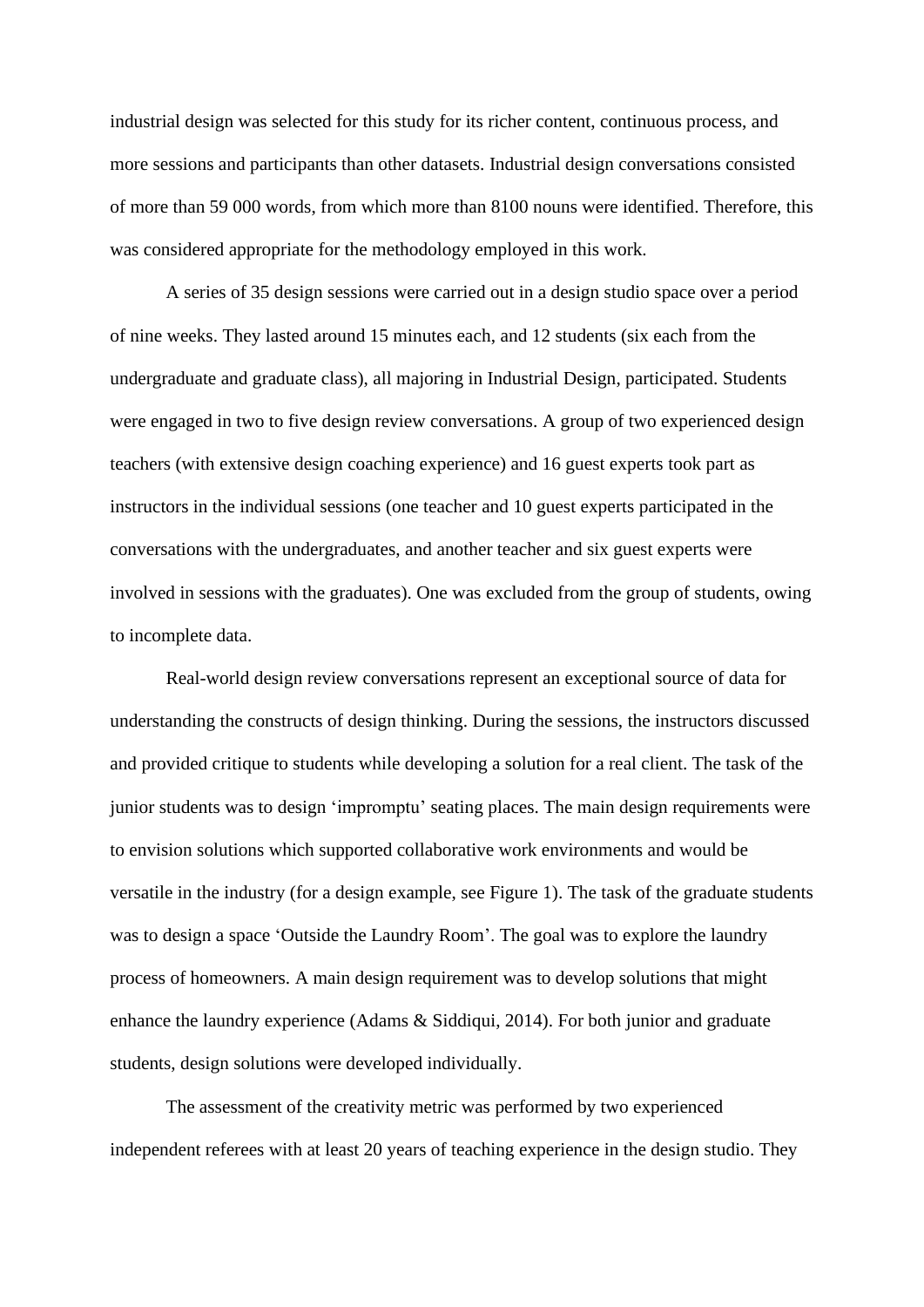industrial design was selected for this study for its richer content, continuous process, and more sessions and participants than other datasets. Industrial design conversations consisted of more than 59 000 words, from which more than 8100 nouns were identified. Therefore, this was considered appropriate for the methodology employed in this work.

A series of 35 design sessions were carried out in a design studio space over a period of nine weeks. They lasted around 15 minutes each, and 12 students (six each from the undergraduate and graduate class), all majoring in Industrial Design, participated. Students were engaged in two to five design review conversations. A group of two experienced design teachers (with extensive design coaching experience) and 16 guest experts took part as instructors in the individual sessions (one teacher and 10 guest experts participated in the conversations with the undergraduates, and another teacher and six guest experts were involved in sessions with the graduates). One was excluded from the group of students, owing to incomplete data.

Real-world design review conversations represent an exceptional source of data for understanding the constructs of design thinking. During the sessions, the instructors discussed and provided critique to students while developing a solution for a real client. The task of the junior students was to design 'impromptu' seating places. The main design requirements were to envision solutions which supported collaborative work environments and would be versatile in the industry (for a design example, see Figure 1). The task of the graduate students was to design a space 'Outside the Laundry Room'. The goal was to explore the laundry process of homeowners. A main design requirement was to develop solutions that might enhance the laundry experience (Adams & Siddiqui, 2014). For both junior and graduate students, design solutions were developed individually.

The assessment of the creativity metric was performed by two experienced independent referees with at least 20 years of teaching experience in the design studio. They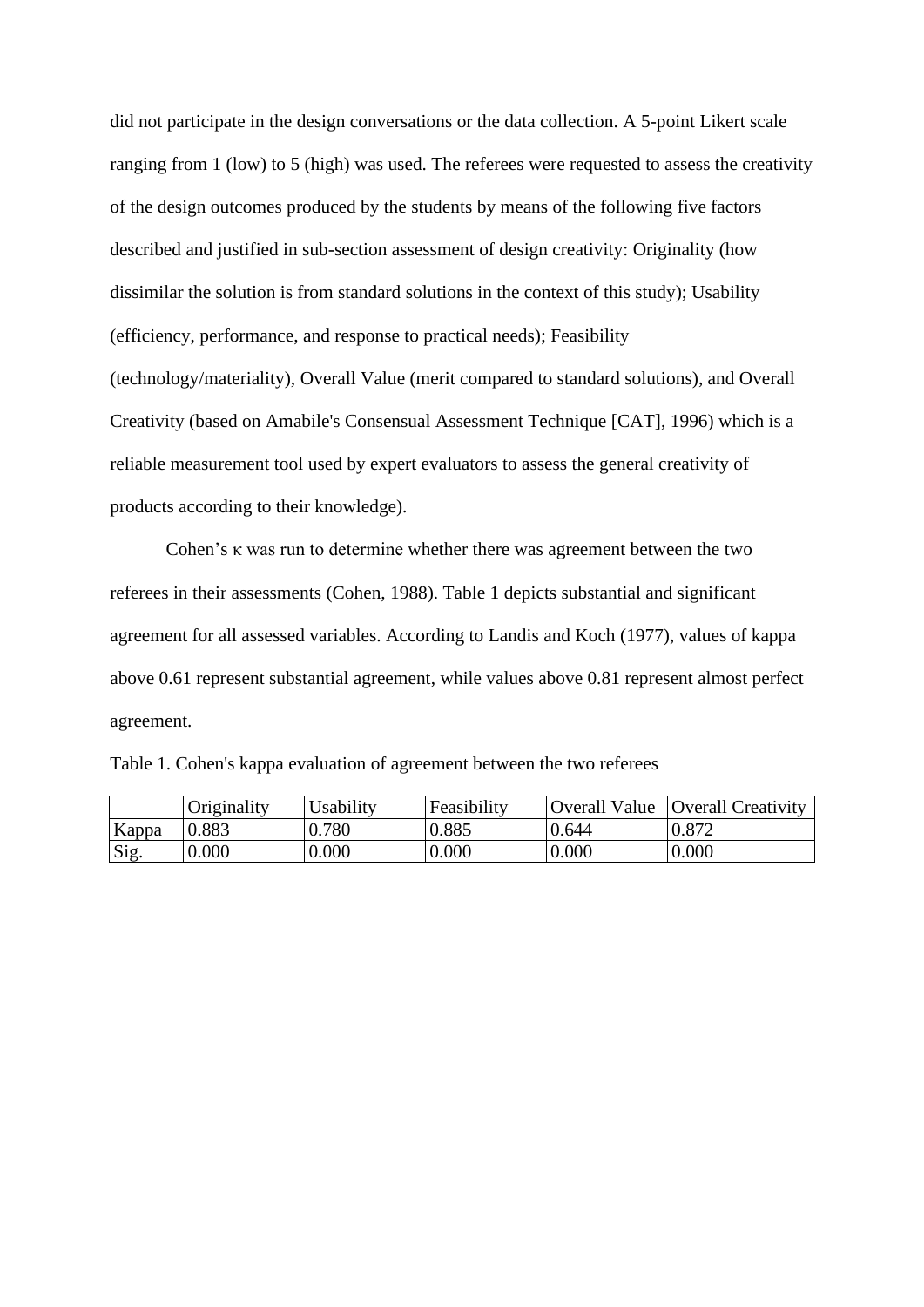did not participate in the design conversations or the data collection. A 5-point Likert scale ranging from 1 (low) to 5 (high) was used. The referees were requested to assess the creativity of the design outcomes produced by the students by means of the following five factors described and justified in sub-section assessment of design creativity: Originality (how dissimilar the solution is from standard solutions in the context of this study); Usability (efficiency, performance, and response to practical needs); Feasibility (technology/materiality), Overall Value (merit compared to standard solutions), and Overall Creativity (based on Amabile's Consensual Assessment Technique [CAT], 1996) which is a reliable measurement tool used by expert evaluators to assess the general creativity of products according to their knowledge).

Cohen's $\kappa$ was run to determine whether there was agreement between the two referees in their assessments (Cohen, 1988). Table 1 depicts substantial and significant agreement for all assessed variables. According to Landis and Koch (1977), values of kappa above 0.61 represent substantial agreement, while values above 0.81 represent almost perfect agreement.

Table 1. Cohen's kappa evaluation of agreement between the two referees

| | Originality | Usability | Feasibility | Overall Value | Overall Creativity |
|---|---|---|---|---|---|
| Kappa | 0.883 | 0.780 | 0.885 | 0.644 | 0.872 |
| Sig. | 0.000 | 0.000 | 0.000 | 0.000 | 0.000 |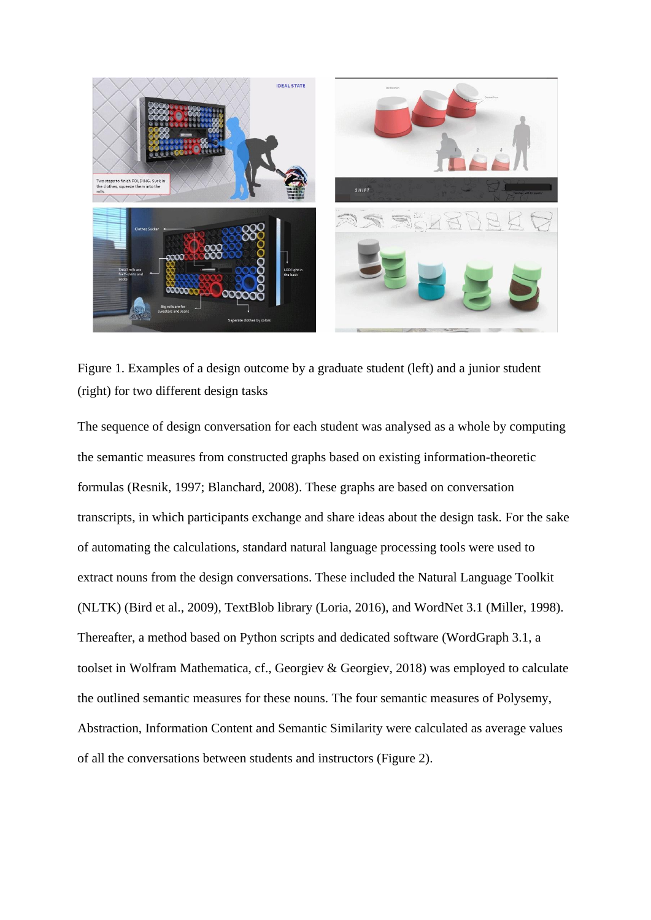Figure 1. Examples of a design outcome by a graduate student (left) and a junior student (right) for two different design tasks

The sequence of design conversation for each student was analysed as a whole by computing the semantic measures from constructed graphs based on existing information-theoretic formulas (Resnik, 1997; Blanchard, 2008). These graphs are based on conversation transcripts, in which participants exchange and share ideas about the design task. For the sake of automating the calculations, standard natural language processing tools were used to extract nouns from the design conversations. These included the Natural Language Toolkit (NLTK) (Bird et al., 2009), TextBlob library (Loria, 2016), and WordNet 3.1 (Miller, 1998). Thereafter, a method based on Python scripts and dedicated software (WordGraph 3.1, a toolset in Wolfram Mathematica, cf., Georgiev & Georgiev, 2018) was employed to calculate the outlined semantic measures for these nouns. The four semantic measures of Polysemy, Abstraction, Information Content and Semantic Similarity were calculated as average values of all the conversations between students and instructors (Figure 2).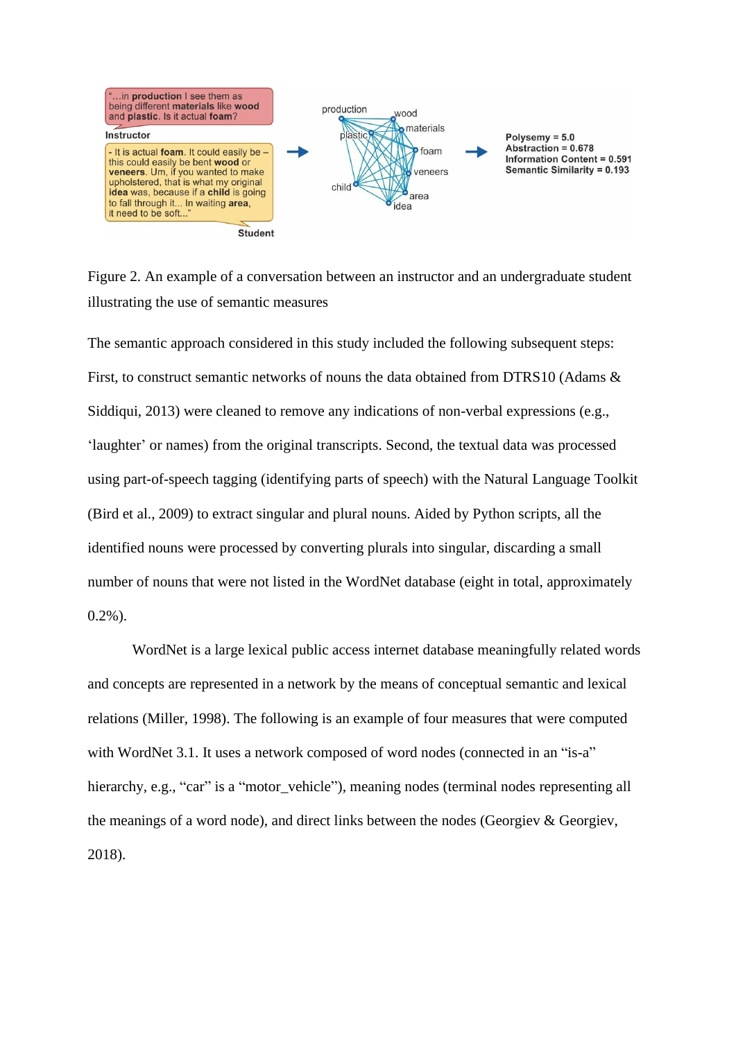Figure 2. An example of a conversation between an instructor and an undergraduate student illustrating the use of semantic measures

The semantic approach considered in this study included the following subsequent steps: First, to construct semantic networks of nouns the data obtained from DTRS10 (Adams & Siddiqui, 2013) were cleaned to remove any indications of non-verbal expressions (e.g., 'laughter' or names) from the original transcripts. Second, the textual data was processed using part-of-speech tagging (identifying parts of speech) with the Natural Language Toolkit (Bird et al., 2009) to extract singular and plural nouns. Aided by Python scripts, all the identified nouns were processed by converting plurals into singular, discarding a small number of nouns that were not listed in the WordNet database (eight in total, approximately 0.2%).

WordNet is a large lexical public access internet database meaningfully related words and concepts are represented in a network by the means of conceptual semantic and lexical relations (Miller, 1998). The following is an example of four measures that were computed with WordNet 3.1. It uses a network composed of word nodes (connected in an "is-a" hierarchy, e.g., "car" is a "motor_vehicle"), meaning nodes (terminal nodes representing all the meanings of a word node), and direct links between the nodes (Georgiev & Georgiev, 2018).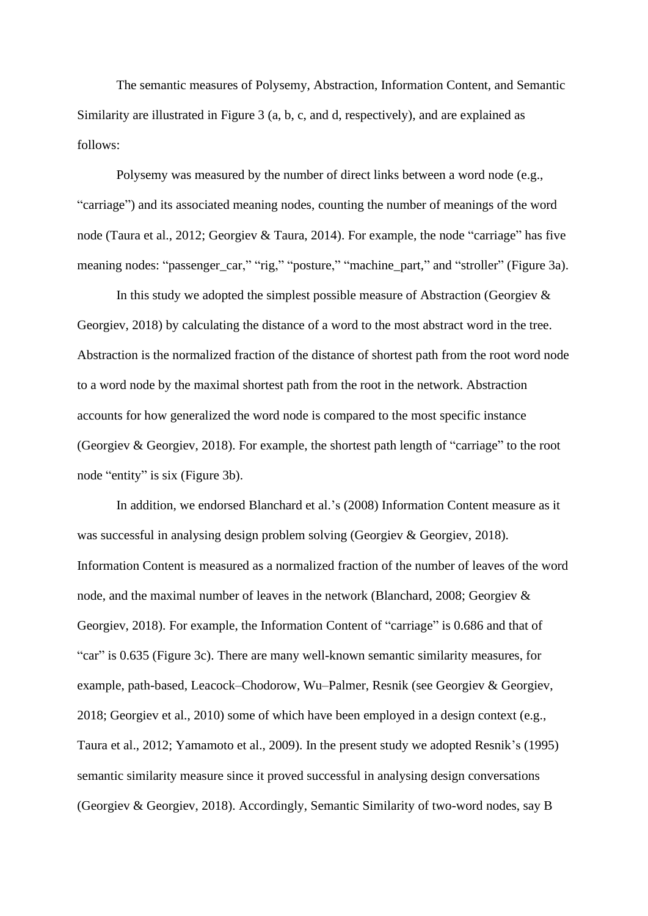The semantic measures of Polysemy, Abstraction, Information Content, and Semantic Similarity are illustrated in Figure 3 (a, b, c, and d, respectively), and are explained as follows:

Polysemy was measured by the number of direct links between a word node (e.g., "carriage") and its associated meaning nodes, counting the number of meanings of the word node (Taura et al., 2012; Georgiev & Taura, 2014). For example, the node "carriage" has five meaning nodes: "passenger_car," "rig," "posture," "machine_part," and "stroller" (Figure 3a).

In this study we adopted the simplest possible measure of Abstraction (Georgiev & Georgiev, 2018) by calculating the distance of a word to the most abstract word in the tree. Abstraction is the normalized fraction of the distance of shortest path from the root word node to a word node by the maximal shortest path from the root in the network. Abstraction accounts for how generalized the word node is compared to the most specific instance (Georgiev & Georgiev, 2018). For example, the shortest path length of "carriage" to the root node "entity" is six (Figure 3b).

In addition, we endorsed Blanchard et al.'s (2008) Information Content measure as it was successful in analysing design problem solving (Georgiev & Georgiev, 2018). Information Content is measured as a normalized fraction of the number of leaves of the word node, and the maximal number of leaves in the network (Blanchard, 2008; Georgiev & Georgiev, 2018). For example, the Information Content of "carriage" is 0.686 and that of "car" is 0.635 (Figure 3c). There are many well-known semantic similarity measures, for example, path-based, Leacock–Chodorow, Wu–Palmer, Resnik (see Georgiev & Georgiev, 2018; Georgiev et al., 2010) some of which have been employed in a design context (e.g., Taura et al., 2012; Yamamoto et al., 2009). In the present study we adopted Resnik's (1995) semantic similarity measure since it proved successful in analysing design conversations (Georgiev & Georgiev, 2018). Accordingly, Semantic Similarity of two-word nodes, say B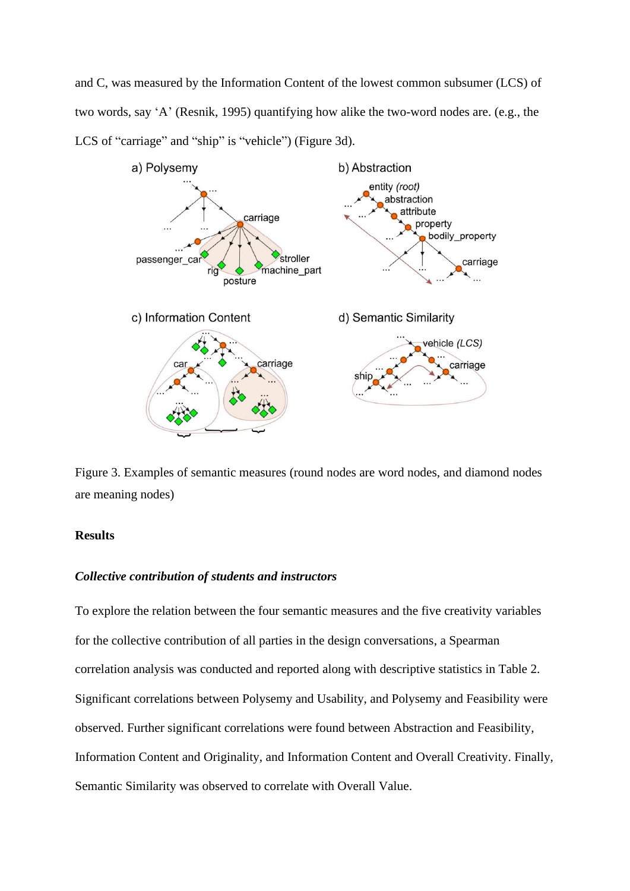and C, was measured by the Information Content of the lowest common subsumer (LCS) of two words, say 'A' (Resnik, 1995) quantifying how alike the two-word nodes are. (e.g., the LCS of "carriage" and "ship" is "vehicle") (Figure 3d).

Figure 3. Examples of semantic measures (round nodes are word nodes, and diamond nodes are meaning nodes)

**Results**

***Collective contribution of students and instructors***

To explore the relation between the four semantic measures and the five creativity variables for the collective contribution of all parties in the design conversations, a Spearman correlation analysis was conducted and reported along with descriptive statistics in Table 2. Significant correlations between Polysemy and Usability, and Polysemy and Feasibility were observed. Further significant correlations were found between Abstraction and Feasibility, Information Content and Originality, and Information Content and Overall Creativity. Finally, Semantic Similarity was observed to correlate with Overall Value.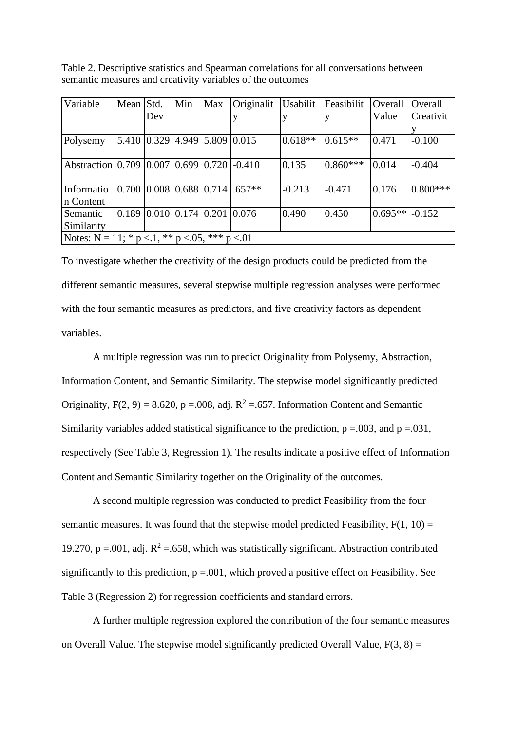Table 2. Descriptive statistics and Spearman correlations for all conversations between semantic measures and creativity variables of the outcomes

| Variable | Mean | Std. Dev | Min | Max | Originality | Usability | Feasibility | Overall Value | Overall Creativity |
|---|---|---|---|---|---|---|---|---|---|
| Polysemy | 5.410 | 0.329 | 4.949 | 5.809 | 0.015 | 0.618** | 0.615** | 0.471 | -0.100 |
| Abstraction | 0.709 | 0.007 | 0.699 | 0.720 | -0.410 | 0.135 | 0.860*** | 0.014 | -0.404 |
| Information Content | 0.700 | 0.008 | 0.688 | 0.714 | .657** | -0.213 | -0.471 | 0.176 | 0.800*** |
| Semantic Similarity | 0.189 | 0.010 | 0.174 | 0.201 | 0.076 | 0.490 | 0.450 | 0.695** | -0.152 |
| Notes: N = 11; * p <.1, ** p <.05, *** p <.01 | | | | | | | | | |

To investigate whether the creativity of the design products could be predicted from the different semantic measures, several stepwise multiple regression analyses were performed with the four semantic measures as predictors, and five creativity factors as dependent variables.

A multiple regression was run to predict Originality from Polysemy, Abstraction, Information Content, and Semantic Similarity. The stepwise model significantly predicted Originality, $F(2, 9) = 8.620$, $p = .008$, adj. $R^2 = .657$. Information Content and Semantic Similarity variables added statistical significance to the prediction, $p = .003$, and $p = .031$, respectively (See Table 3, Regression 1). The results indicate a positive effect of Information Content and Semantic Similarity together on the Originality of the outcomes.

A second multiple regression was conducted to predict Feasibility from the four semantic measures. It was found that the stepwise model predicted Feasibility, $F(1, 10) = 19.270$, $p = .001$, adj. $R^2 = .658$, which was statistically significant. Abstraction contributed significantly to this prediction, $p = .001$, which proved a positive effect on Feasibility. See Table 3 (Regression 2) for regression coefficients and standard errors.

A further multiple regression explored the contribution of the four semantic measures on Overall Value. The stepwise model significantly predicted Overall Value, $F(3, 8) =$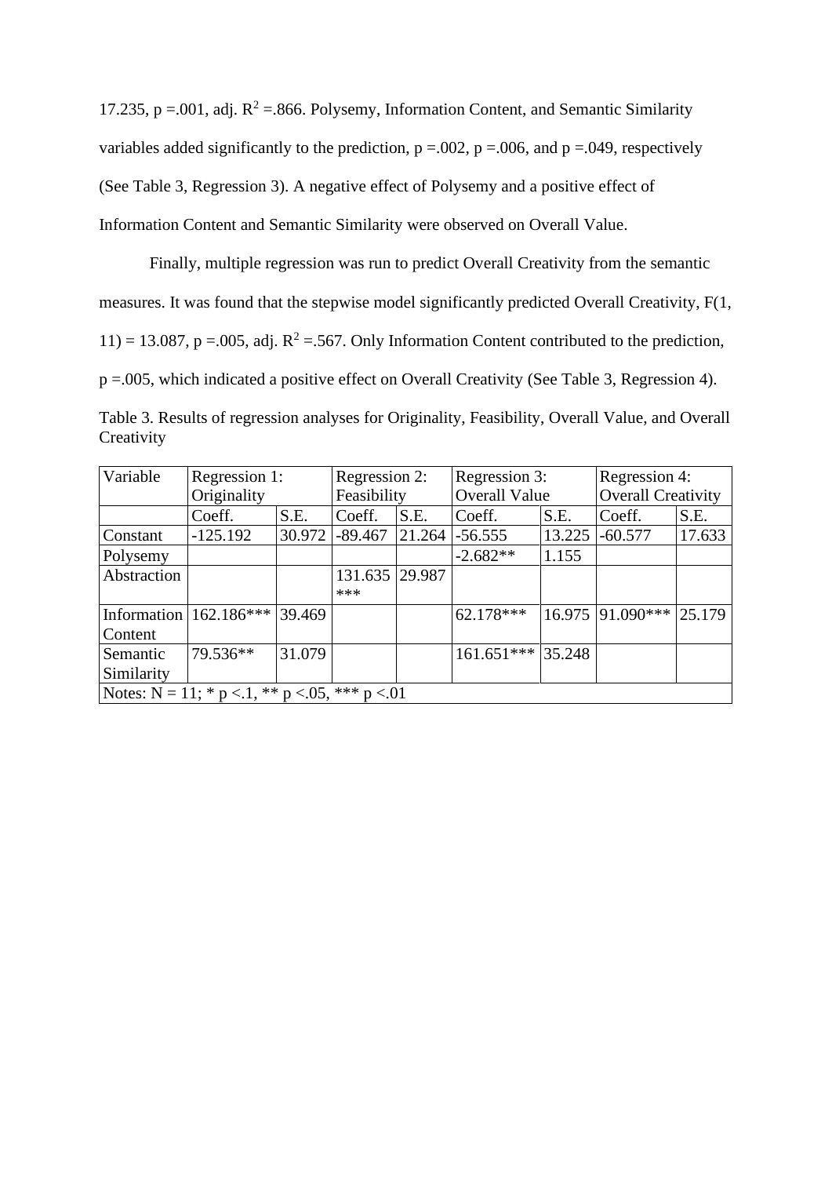17.235, $p = .001$, adj. $R^2 = .866$. Polysemy, Information Content, and Semantic Similarity variables added significantly to the prediction, $p = .002$, $p = .006$, and $p = .049$, respectively (See Table 3, Regression 3). A negative effect of Polysemy and a positive effect of Information Content and Semantic Similarity were observed on Overall Value.

Finally, multiple regression was run to predict Overall Creativity from the semantic measures. It was found that the stepwise model significantly predicted Overall Creativity, $F(1, 11) = 13.087$, $p = .005$, adj. $R^2 = .567$. Only Information Content contributed to the prediction, $p = .005$, which indicated a positive effect on Overall Creativity (See Table 3, Regression 4).

Table 3. Results of regression analyses for Originality, Feasibility, Overall Value, and Overall Creativity

| Variable | Regression 1: Originality | | Regression 2: Feasibility | | Regression 3: Overall Value | | Regression 4: Overall Creativity | |
|---|---|---|---|---|---|---|---|---|
| | Coeff. | S.E. | Coeff. | S.E. | Coeff. | S.E. | Coeff. | S.E. |
| Constant | -125.192 | 30.972 | -89.467 | 21.264 | -56.555 | 13.225 | -60.577 | 17.633 |
| Polysemy | | | | | -2.682** | 1.155 | | |
| Abstraction | | | 131.635*** | 29.987 | | | | |
| Information Content | 162.186*** | 39.469 | | | 62.178*** | 16.975 | 91.090*** | 25.179 |
| Semantic Similarity | 79.536** | 31.079 | | | 161.651*** | 35.248 | | |
| Notes: N = 11; * $p < .1$, ** $p < .05$, *** $p < .01$ | | | | | | | | |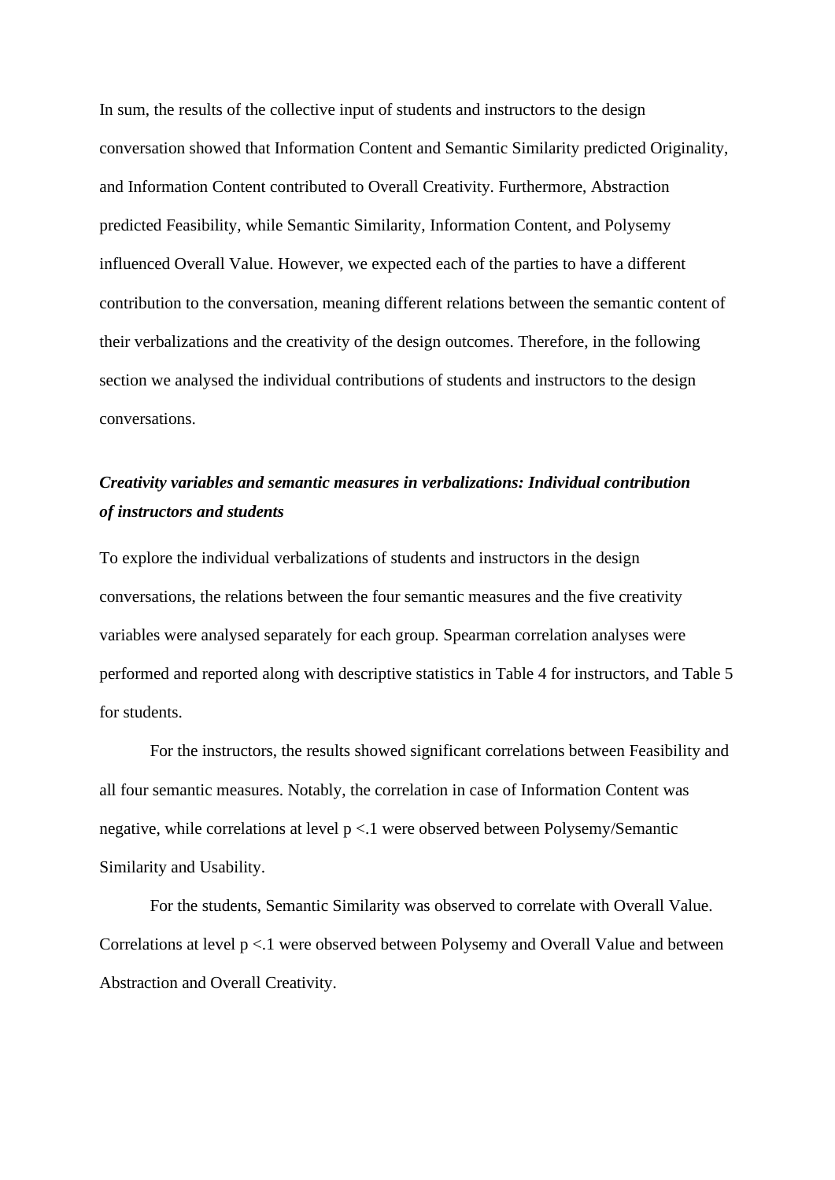In sum, the results of the collective input of students and instructors to the design conversation showed that Information Content and Semantic Similarity predicted Originality, and Information Content contributed to Overall Creativity. Furthermore, Abstraction predicted Feasibility, while Semantic Similarity, Information Content, and Polysemy influenced Overall Value. However, we expected each of the parties to have a different contribution to the conversation, meaning different relations between the semantic content of their verbalizations and the creativity of the design outcomes. Therefore, in the following section we analysed the individual contributions of students and instructors to the design conversations.

### *Creativity variables and semantic measures in verbalizations: Individual contribution of instructors and students*

To explore the individual verbalizations of students and instructors in the design conversations, the relations between the four semantic measures and the five creativity variables were analysed separately for each group. Spearman correlation analyses were performed and reported along with descriptive statistics in Table 4 for instructors, and Table 5 for students.

For the instructors, the results showed significant correlations between Feasibility and all four semantic measures. Notably, the correlation in case of Information Content was negative, while correlations at level $p < .1$ were observed between Polysemy/Semantic Similarity and Usability.

For the students, Semantic Similarity was observed to correlate with Overall Value. Correlations at level $p < .1$ were observed between Polysemy and Overall Value and between Abstraction and Overall Creativity.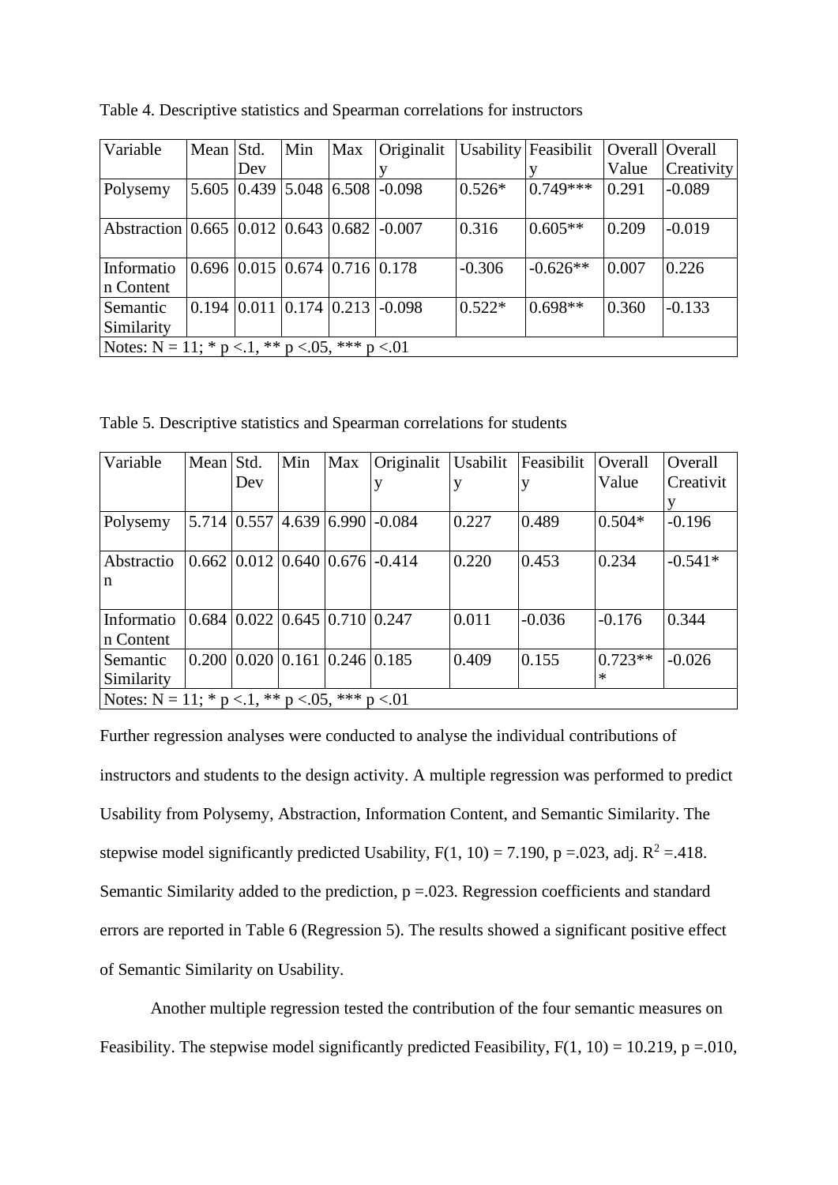Table 4. Descriptive statistics and Spearman correlations for instructors

| Variable | Mean | Std. Dev | Min | Max | Originality | Usability | Feasibility | Overall Value | Overall Creativity |
|---|---|---|---|---|---|---|---|---|---|
| Polysemy | 5.605 | 0.439 | 5.048 | 6.508 | -0.098 | 0.526* | 0.749*** | 0.291 | -0.089 |
| Abstraction | 0.665 | 0.012 | 0.643 | 0.682 | -0.007 | 0.316 | 0.605** | 0.209 | -0.019 |
| Information Content | 0.696 | 0.015 | 0.674 | 0.716 | 0.178 | -0.306 | -0.626** | 0.007 | 0.226 |
| Semantic Similarity | 0.194 | 0.011 | 0.174 | 0.213 | -0.098 | 0.522* | 0.698** | 0.360 | -0.133 |
| Notes: N = 11; * p <.1, ** p <.05, *** p <.01 | | | | | | | | | |

Table 5. Descriptive statistics and Spearman correlations for students

| Variable | Mean | Std. Dev | Min | Max | Originality | Usability | Feasibility | Overall Value | Overall Creativity |
|---|---|---|---|---|---|---|---|---|---|
| Polysemy | 5.714 | 0.557 | 4.639 | 6.990 | -0.084 | 0.227 | 0.489 | 0.504* | -0.196 |
| Abstraction | 0.662 | 0.012 | 0.640 | 0.676 | -0.414 | 0.220 | 0.453 | 0.234 | -0.541* |
| Information Content | 0.684 | 0.022 | 0.645 | 0.710 | 0.247 | 0.011 | -0.036 | -0.176 | 0.344 |
| Semantic Similarity | 0.200 | 0.020 | 0.161 | 0.246 | 0.185 | 0.409 | 0.155 | 0.723*** | -0.026 |
| Notes: N = 11; * p <.1, ** p <.05, *** p <.01 | | | | | | | | | |

Further regression analyses were conducted to analyse the individual contributions of instructors and students to the design activity. A multiple regression was performed to predict Usability from Polysemy, Abstraction, Information Content, and Semantic Similarity. The stepwise model significantly predicted Usability, $F(1, 10) = 7.190$, $p = .023$, adj. $R^2 = .418$. Semantic Similarity added to the prediction, $p = .023$. Regression coefficients and standard errors are reported in Table 6 (Regression 5). The results showed a significant positive effect of Semantic Similarity on Usability.

Another multiple regression tested the contribution of the four semantic measures on Feasibility. The stepwise model significantly predicted Feasibility, $F(1, 10) = 10.219$, $p = .010$,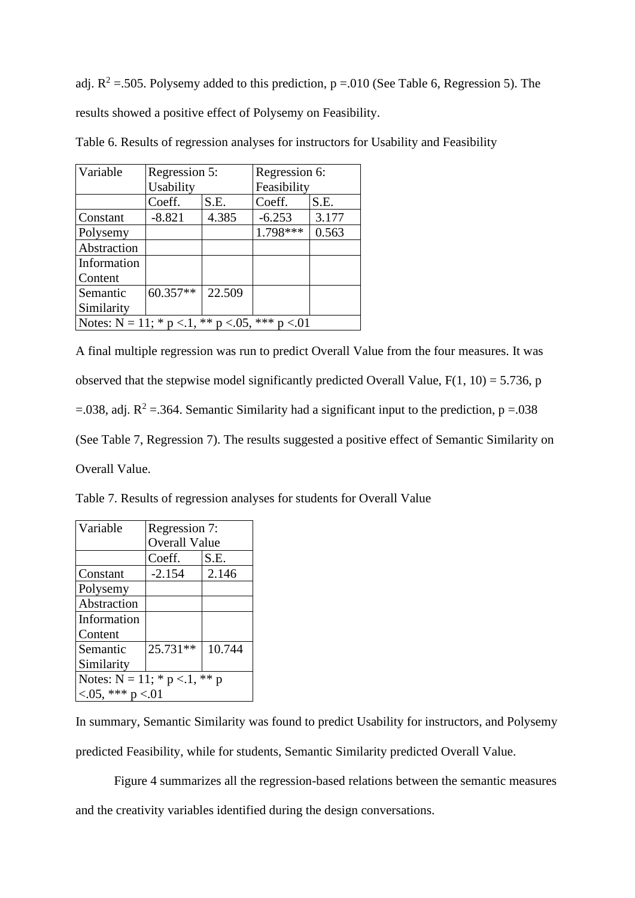adj. $R^2$ =.505. Polysemy added to this prediction, p =.010 (See Table 6, Regression 5). The results showed a positive effect of Polysemy on Feasibility.

Table 6. Results of regression analyses for instructors for Usability and Feasibility

| Variable | Regression 5: Usability | | Regression 6: Feasibility | |
|---|---|---|---|---|
| | Coeff. | S.E. | Coeff. | S.E. |
| Constant | -8.821 | 4.385 | -6.253 | 3.177 |
| Polysemy | | | 1.798*** | 0.563 |
| Abstraction | | | | |
| Information Content | | | | |
| Semantic Similarity | 60.357** | 22.509 | | |
| Notes: N = 11; * p <.1, ** p <.05, *** p <.01 | | | | |

A final multiple regression was run to predict Overall Value from the four measures. It was observed that the stepwise model significantly predicted Overall Value, $F(1, 10) = 5.736$, p =.038, adj. $R^2$ =.364. Semantic Similarity had a significant input to the prediction, p =.038 (See Table 7, Regression 7). The results suggested a positive effect of Semantic Similarity on Overall Value.

Table 7. Results of regression analyses for students for Overall Value

| Variable | Regression 7: Overall Value | |
|---|---|---|
| | Coeff. | S.E. |
| Constant | -2.154 | 2.146 |
| Polysemy | | |
| Abstraction | | |
| Information Content | | |
| Semantic Similarity | 25.731** | 10.744 |
| Notes: N = 11; * p <.1, ** p <.05, *** p <.01 | | |

In summary, Semantic Similarity was found to predict Usability for instructors, and Polysemy predicted Feasibility, while for students, Semantic Similarity predicted Overall Value.

Figure 4 summarizes all the regression-based relations between the semantic measures and the creativity variables identified during the design conversations.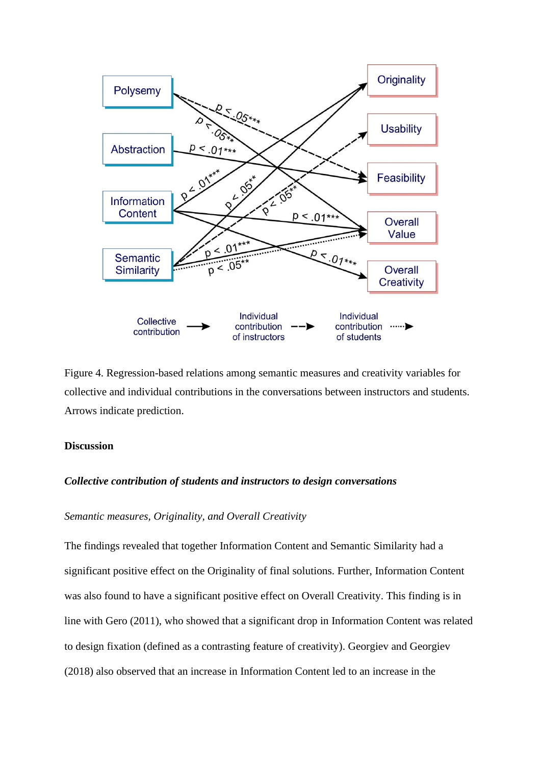Figure 4. Regression-based relations among semantic measures and creativity variables for collective and individual contributions in the conversations between instructors and students. Arrows indicate prediction.

## Discussion

### *Collective contribution of students and instructors to design conversations*

*Semantic measures, Originality, and Overall Creativity*

The findings revealed that together Information Content and Semantic Similarity had a significant positive effect on the Originality of final solutions. Further, Information Content was also found to have a significant positive effect on Overall Creativity. This finding is in line with Gero (2011), who showed that a significant drop in Information Content was related to design fixation (defined as a contrasting feature of creativity). Georgiev and Georgiev (2018) also observed that an increase in Information Content led to an increase in the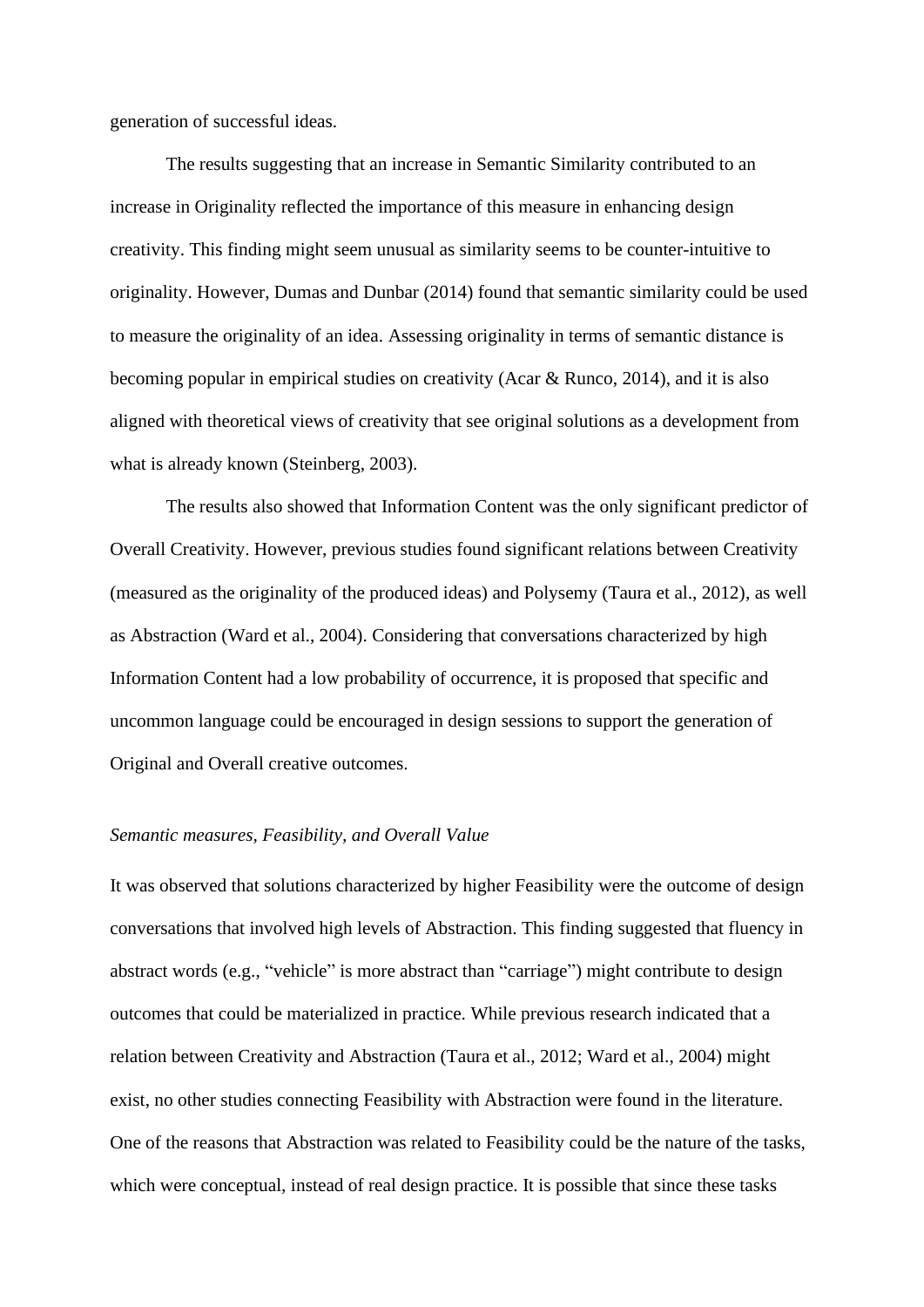generation of successful ideas.

The results suggesting that an increase in Semantic Similarity contributed to an increase in Originality reflected the importance of this measure in enhancing design creativity. This finding might seem unusual as similarity seems to be counter-intuitive to originality. However, Dumas and Dunbar (2014) found that semantic similarity could be used to measure the originality of an idea. Assessing originality in terms of semantic distance is becoming popular in empirical studies on creativity (Acar & Runco, 2014), and it is also aligned with theoretical views of creativity that see original solutions as a development from what is already known (Steinberg, 2003).

The results also showed that Information Content was the only significant predictor of Overall Creativity. However, previous studies found significant relations between Creativity (measured as the originality of the produced ideas) and Polysemy (Taura et al., 2012), as well as Abstraction (Ward et al., 2004). Considering that conversations characterized by high Information Content had a low probability of occurrence, it is proposed that specific and uncommon language could be encouraged in design sessions to support the generation of Original and Overall creative outcomes.

*Semantic measures, Feasibility, and Overall Value*

It was observed that solutions characterized by higher Feasibility were the outcome of design conversations that involved high levels of Abstraction. This finding suggested that fluency in abstract words (e.g., "vehicle" is more abstract than "carriage") might contribute to design outcomes that could be materialized in practice. While previous research indicated that a relation between Creativity and Abstraction (Taura et al., 2012; Ward et al., 2004) might exist, no other studies connecting Feasibility with Abstraction were found in the literature. One of the reasons that Abstraction was related to Feasibility could be the nature of the tasks, which were conceptual, instead of real design practice. It is possible that since these tasks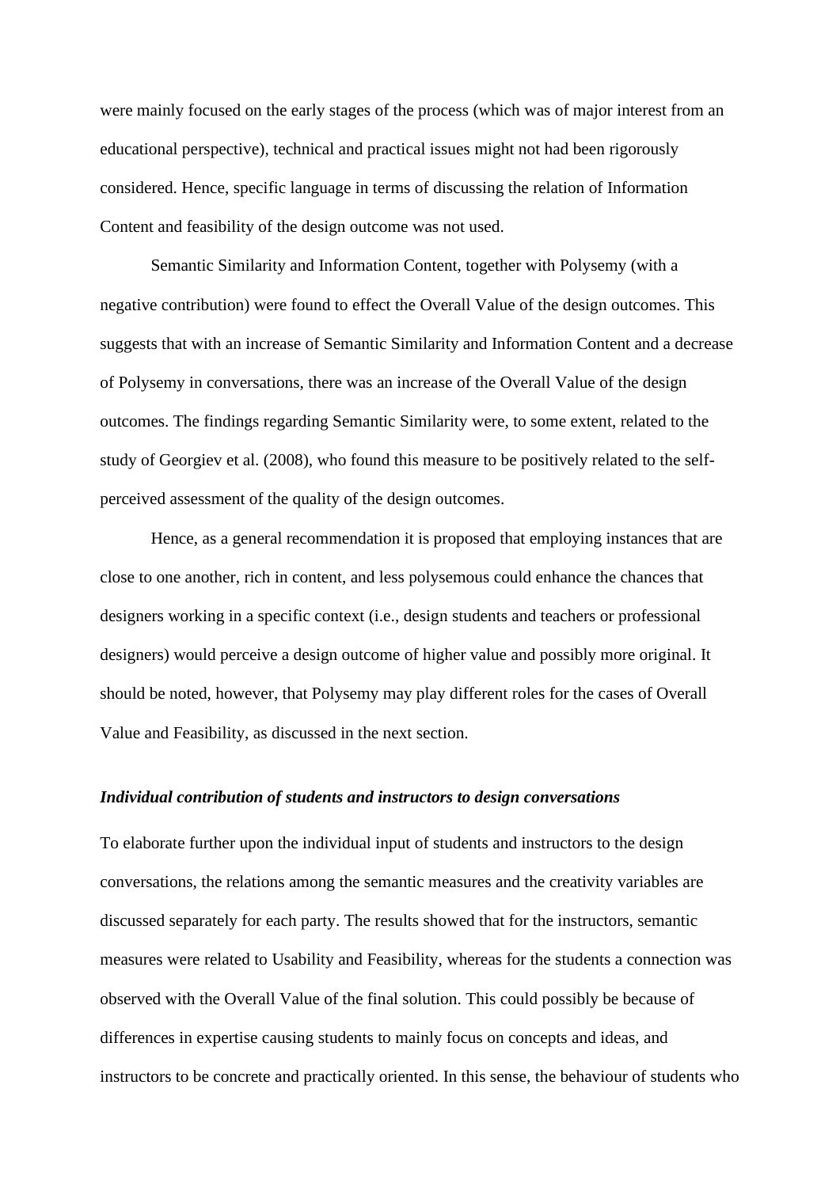were mainly focused on the early stages of the process (which was of major interest from an educational perspective), technical and practical issues might not had been rigorously considered. Hence, specific language in terms of discussing the relation of Information Content and feasibility of the design outcome was not used.

Semantic Similarity and Information Content, together with Polysemy (with a negative contribution) were found to effect the Overall Value of the design outcomes. This suggests that with an increase of Semantic Similarity and Information Content and a decrease of Polysemy in conversations, there was an increase of the Overall Value of the design outcomes. The findings regarding Semantic Similarity were, to some extent, related to the study of Georgiev et al. (2008), who found this measure to be positively related to the self-perceived assessment of the quality of the design outcomes.

Hence, as a general recommendation it is proposed that employing instances that are close to one another, rich in content, and less polysemous could enhance the chances that designers working in a specific context (i.e., design students and teachers or professional designers) would perceive a design outcome of higher value and possibly more original. It should be noted, however, that Polysemy may play different roles for the cases of Overall Value and Feasibility, as discussed in the next section.

### ***Individual contribution of students and instructors to design conversations***

To elaborate further upon the individual input of students and instructors to the design conversations, the relations among the semantic measures and the creativity variables are discussed separately for each party. The results showed that for the instructors, semantic measures were related to Usability and Feasibility, whereas for the students a connection was observed with the Overall Value of the final solution. This could possibly be because of differences in expertise causing students to mainly focus on concepts and ideas, and instructors to be concrete and practically oriented. In this sense, the behaviour of students who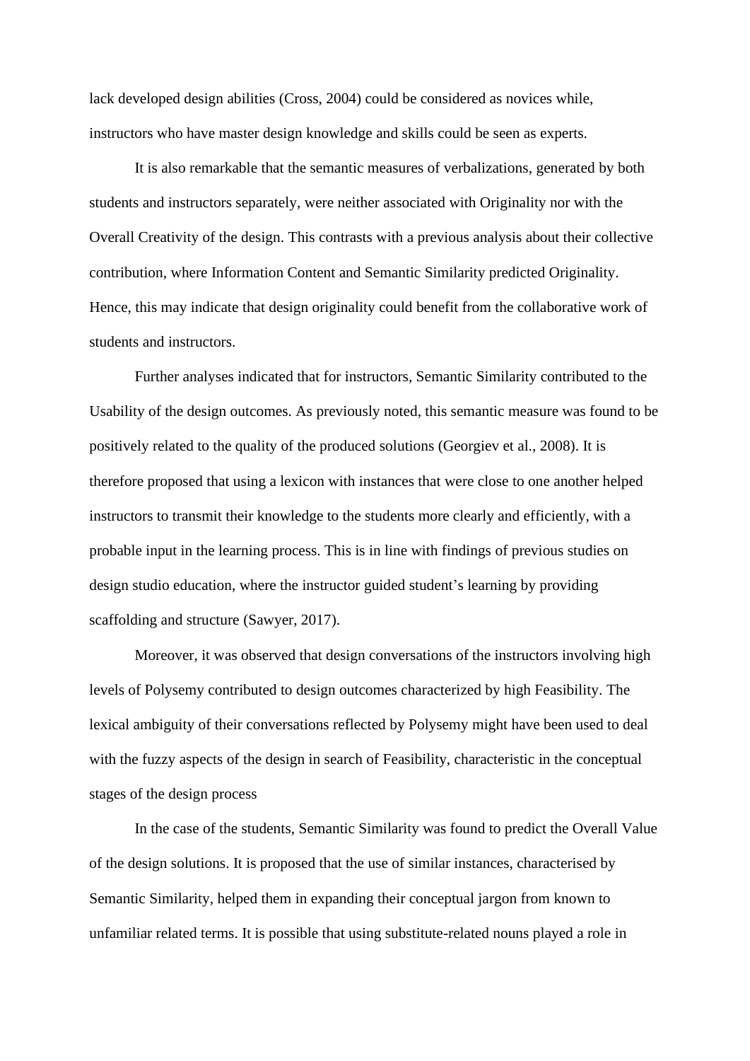lack developed design abilities (Cross, 2004) could be considered as novices while, instructors who have master design knowledge and skills could be seen as experts.

It is also remarkable that the semantic measures of verbalizations, generated by both students and instructors separately, were neither associated with Originality nor with the Overall Creativity of the design. This contrasts with a previous analysis about their collective contribution, where Information Content and Semantic Similarity predicted Originality. Hence, this may indicate that design originality could benefit from the collaborative work of students and instructors.

Further analyses indicated that for instructors, Semantic Similarity contributed to the Usability of the design outcomes. As previously noted, this semantic measure was found to be positively related to the quality of the produced solutions (Georgiev et al., 2008). It is therefore proposed that using a lexicon with instances that were close to one another helped instructors to transmit their knowledge to the students more clearly and efficiently, with a probable input in the learning process. This is in line with findings of previous studies on design studio education, where the instructor guided student's learning by providing scaffolding and structure (Sawyer, 2017).

Moreover, it was observed that design conversations of the instructors involving high levels of Polysemy contributed to design outcomes characterized by high Feasibility. The lexical ambiguity of their conversations reflected by Polysemy might have been used to deal with the fuzzy aspects of the design in search of Feasibility, characteristic in the conceptual stages of the design process

In the case of the students, Semantic Similarity was found to predict the Overall Value of the design solutions. It is proposed that the use of similar instances, characterised by Semantic Similarity, helped them in expanding their conceptual jargon from known to unfamiliar related terms. It is possible that using substitute-related nouns played a role in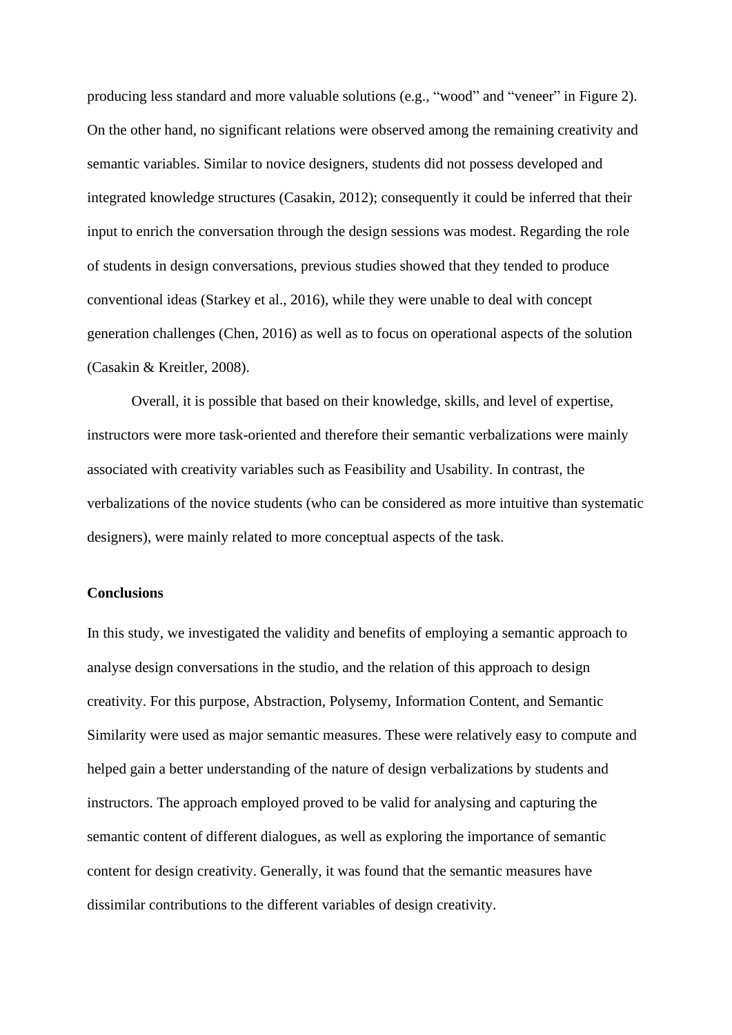producing less standard and more valuable solutions (e.g., “wood” and “veneer” in Figure 2). On the other hand, no significant relations were observed among the remaining creativity and semantic variables. Similar to novice designers, students did not possess developed and integrated knowledge structures (Casakin, 2012); consequently it could be inferred that their input to enrich the conversation through the design sessions was modest. Regarding the role of students in design conversations, previous studies showed that they tended to produce conventional ideas (Starkey et al., 2016), while they were unable to deal with concept generation challenges (Chen, 2016) as well as to focus on operational aspects of the solution (Casakin & Kreitler, 2008).

Overall, it is possible that based on their knowledge, skills, and level of expertise, instructors were more task-oriented and therefore their semantic verbalizations were mainly associated with creativity variables such as Feasibility and Usability. In contrast, the verbalizations of the novice students (who can be considered as more intuitive than systematic designers), were mainly related to more conceptual aspects of the task.

**Conclusions**

In this study, we investigated the validity and benefits of employing a semantic approach to analyse design conversations in the studio, and the relation of this approach to design creativity. For this purpose, Abstraction, Polysemy, Information Content, and Semantic Similarity were used as major semantic measures. These were relatively easy to compute and helped gain a better understanding of the nature of design verbalizations by students and instructors. The approach employed proved to be valid for analysing and capturing the semantic content of different dialogues, as well as exploring the importance of semantic content for design creativity. Generally, it was found that the semantic measures have dissimilar contributions to the different variables of design creativity.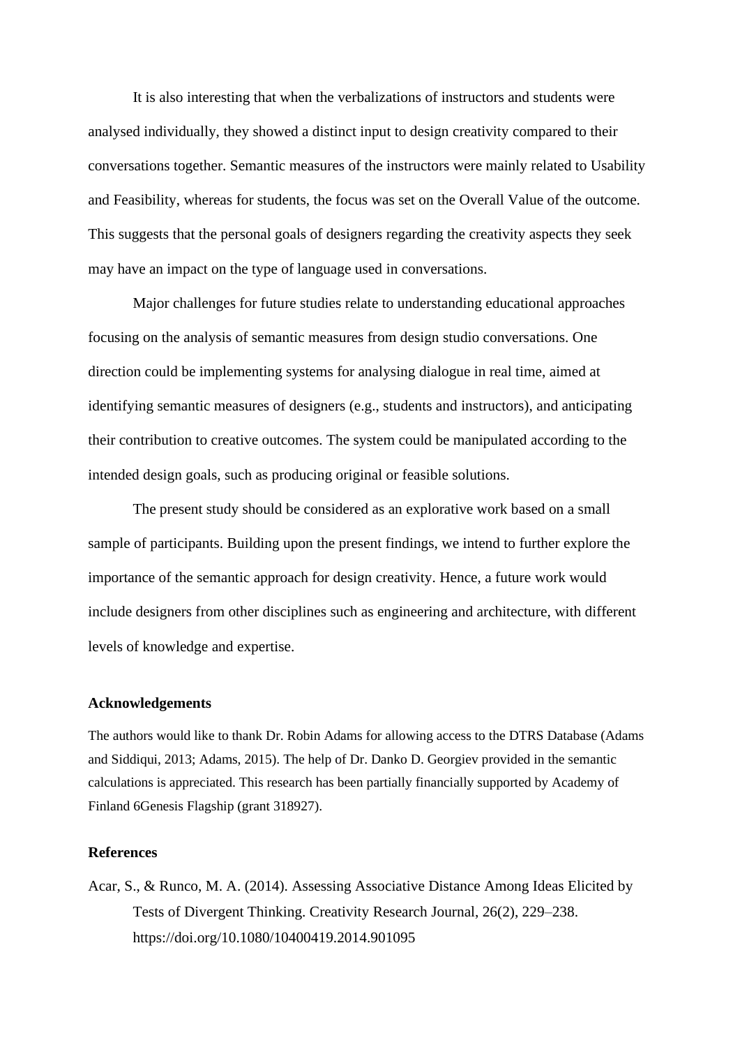It is also interesting that when the verbalizations of instructors and students were analysed individually, they showed a distinct input to design creativity compared to their conversations together. Semantic measures of the instructors were mainly related to Usability and Feasibility, whereas for students, the focus was set on the Overall Value of the outcome. This suggests that the personal goals of designers regarding the creativity aspects they seek may have an impact on the type of language used in conversations.

Major challenges for future studies relate to understanding educational approaches focusing on the analysis of semantic measures from design studio conversations. One direction could be implementing systems for analysing dialogue in real time, aimed at identifying semantic measures of designers (e.g., students and instructors), and anticipating their contribution to creative outcomes. The system could be manipulated according to the intended design goals, such as producing original or feasible solutions.

The present study should be considered as an explorative work based on a small sample of participants. Building upon the present findings, we intend to further explore the importance of the semantic approach for design creativity. Hence, a future work would include designers from other disciplines such as engineering and architecture, with different levels of knowledge and expertise.

### Acknowledgements

The authors would like to thank Dr. Robin Adams for allowing access to the DTRS Database (Adams and Siddiqui, 2013; Adams, 2015). The help of Dr. Danko D. Georgiev provided in the semantic calculations is appreciated. This research has been partially financially supported by Academy of Finland 6Genesis Flagship (grant 318927).

### References

Acar, S., & Runco, M. A. (2014). Assessing Associative Distance Among Ideas Elicited by Tests of Divergent Thinking. Creativity Research Journal, 26(2), 229–238. https://doi.org/10.1080/10400419.2014.901095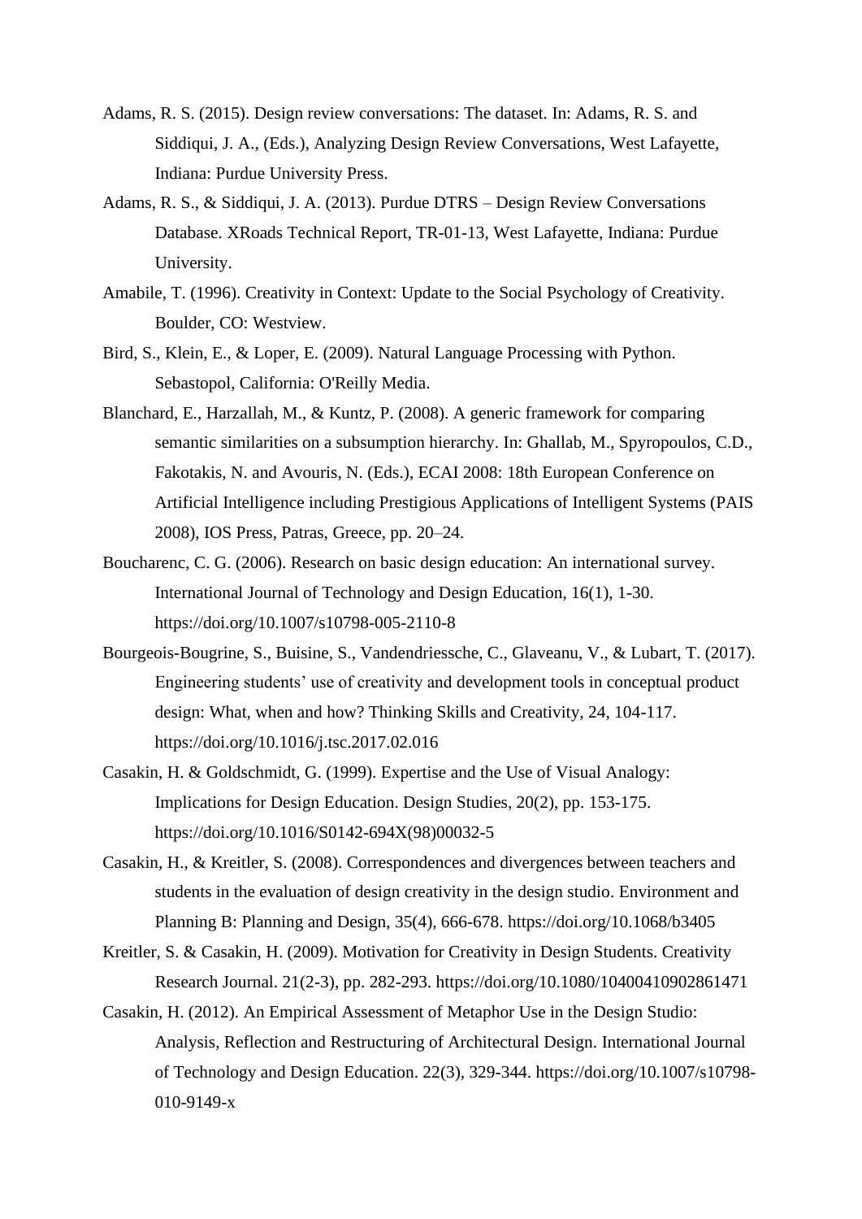Adams, R. S. (2015). Design review conversations: The dataset. In: Adams, R. S. and Siddiqui, J. A., (Eds.), Analyzing Design Review Conversations, West Lafayette, Indiana: Purdue University Press.

Adams, R. S., & Siddiqui, J. A. (2013). Purdue DTRS – Design Review Conversations Database. XRoads Technical Report, TR-01-13, West Lafayette, Indiana: Purdue University.

Amabile, T. (1996). Creativity in Context: Update to the Social Psychology of Creativity. Boulder, CO: Westview.

Bird, S., Klein, E., & Loper, E. (2009). Natural Language Processing with Python. Sebastopol, California: O'Reilly Media.

Blanchard, E., Harzallah, M., & Kuntz, P. (2008). A generic framework for comparing semantic similarities on a subsumption hierarchy. In: Ghallab, M., Spyropoulos, C.D., Fakotakis, N. and Avouris, N. (Eds.), ECAI 2008: 18th European Conference on Artificial Intelligence including Prestigious Applications of Intelligent Systems (PAIS 2008), IOS Press, Patras, Greece, pp. 20–24.

Boucharenc, C. G. (2006). Research on basic design education: An international survey. International Journal of Technology and Design Education, 16(1), 1-30. https://doi.org/10.1007/s10798-005-2110-8

Bourgeois-Bougrine, S., Buisine, S., Vandendriessche, C., Glaveanu, V., & Lubart, T. (2017). Engineering students' use of creativity and development tools in conceptual product design: What, when and how? Thinking Skills and Creativity, 24, 104-117. https://doi.org/10.1016/j.tsc.2017.02.016

Casakin, H. & Goldschmidt, G. (1999). Expertise and the Use of Visual Analogy: Implications for Design Education. Design Studies, 20(2), pp. 153-175. https://doi.org/10.1016/S0142-694X(98)00032-5

Casakin, H., & Kreitler, S. (2008). Correspondences and divergences between teachers and students in the evaluation of design creativity in the design studio. Environment and Planning B: Planning and Design, 35(4), 666-678. https://doi.org/10.1068/b3405

Kreitler, S. & Casakin, H. (2009). Motivation for Creativity in Design Students. Creativity Research Journal. 21(2-3), pp. 282-293. https://doi.org/10.1080/10400410902861471

Casakin, H. (2012). An Empirical Assessment of Metaphor Use in the Design Studio: Analysis, Reflection and Restructuring of Architectural Design. International Journal of Technology and Design Education. 22(3), 329-344. https://doi.org/10.1007/s10798-010-9149-x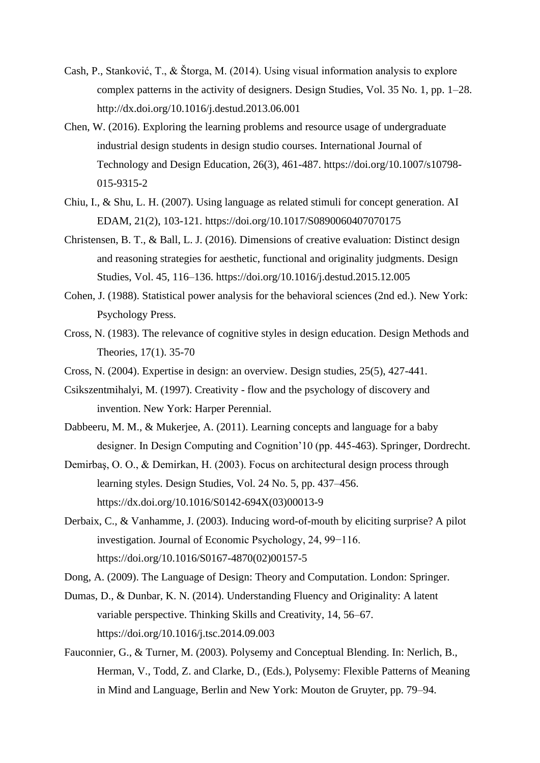Cash, P., Stanković, T., & Štorga, M. (2014). Using visual information analysis to explore complex patterns in the activity of designers. Design Studies, Vol. 35 No. 1, pp. 1–28. http://dx.doi.org/10.1016/j.destud.2013.06.001

Chen, W. (2016). Exploring the learning problems and resource usage of undergraduate industrial design students in design studio courses. International Journal of Technology and Design Education, 26(3), 461-487. https://doi.org/10.1007/s10798-015-9315-2

Chiu, I., & Shu, L. H. (2007). Using language as related stimuli for concept generation. AI EDAM, 21(2), 103-121. https://doi.org/10.1017/S0890060407070175

Christensen, B. T., & Ball, L. J. (2016). Dimensions of creative evaluation: Distinct design and reasoning strategies for aesthetic, functional and originality judgments. Design Studies, Vol. 45, 116–136. https://doi.org/10.1016/j.destud.2015.12.005

Cohen, J. (1988). Statistical power analysis for the behavioral sciences (2nd ed.). New York: Psychology Press.

Cross, N. (1983). The relevance of cognitive styles in design education. Design Methods and Theories, 17(1). 35-70

Cross, N. (2004). Expertise in design: an overview. Design studies, 25(5), 427-441.

Csikszentmihalyi, M. (1997). Creativity - flow and the psychology of discovery and invention. New York: Harper Perennial.

Dabbeeru, M. M., & Mukerjee, A. (2011). Learning concepts and language for a baby designer. In Design Computing and Cognition'10 (pp. 445-463). Springer, Dordrecht.

Demirbaş, O. O., & Demirkan, H. (2003). Focus on architectural design process through learning styles. Design Studies, Vol. 24 No. 5, pp. 437–456. https://dx.doi.org/10.1016/S0142-694X(03)00013-9

Derbaix, C., & Vanhamme, J. (2003). Inducing word-of-mouth by eliciting surprise? A pilot investigation. Journal of Economic Psychology, 24, 99−116. https://doi.org/10.1016/S0167-4870(02)00157-5

Dong, A. (2009). The Language of Design: Theory and Computation. London: Springer.

Dumas, D., & Dunbar, K. N. (2014). Understanding Fluency and Originality: A latent variable perspective. Thinking Skills and Creativity, 14, 56–67. https://doi.org/10.1016/j.tsc.2014.09.003

Fauconnier, G., & Turner, M. (2003). Polysemy and Conceptual Blending. In: Nerlich, B., Herman, V., Todd, Z. and Clarke, D., (Eds.), Polysemy: Flexible Patterns of Meaning in Mind and Language, Berlin and New York: Mouton de Gruyter, pp. 79–94.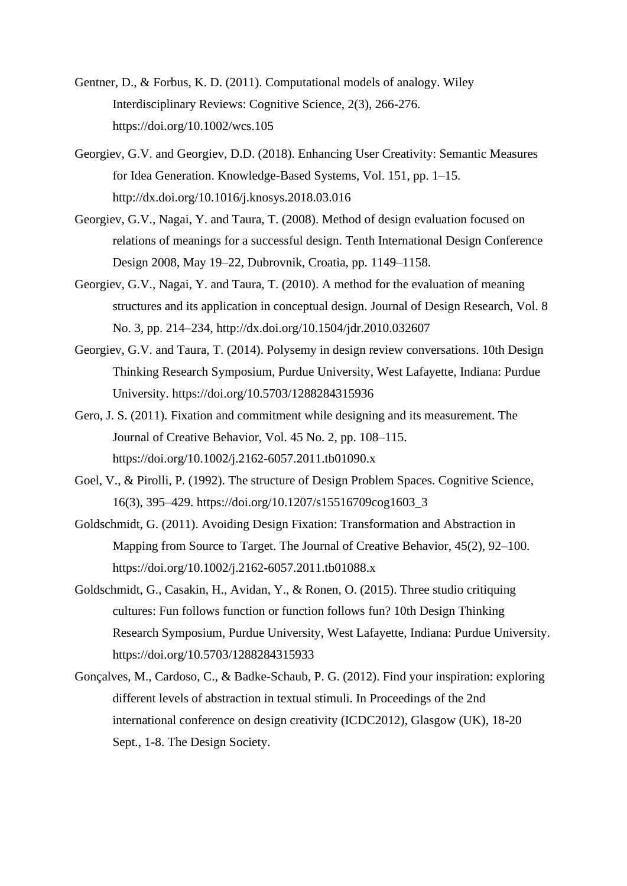Gentner, D., & Forbus, K. D. (2011). Computational models of analogy. Wiley Interdisciplinary Reviews: Cognitive Science, 2(3), 266-276. https://doi.org/10.1002/wcs.105

Georgiev, G.V. and Georgiev, D.D. (2018). Enhancing User Creativity: Semantic Measures for Idea Generation. Knowledge-Based Systems, Vol. 151, pp. 1–15. http://dx.doi.org/10.1016/j.knosys.2018.03.016

Georgiev, G.V., Nagai, Y. and Taura, T. (2008). Method of design evaluation focused on relations of meanings for a successful design. Tenth International Design Conference Design 2008, May 19–22, Dubrovnik, Croatia, pp. 1149–1158.

Georgiev, G.V., Nagai, Y. and Taura, T. (2010). A method for the evaluation of meaning structures and its application in conceptual design. Journal of Design Research, Vol. 8 No. 3, pp. 214–234, http://dx.doi.org/10.1504/jdr.2010.032607

Georgiev, G.V. and Taura, T. (2014). Polysemy in design review conversations. 10th Design Thinking Research Symposium, Purdue University, West Lafayette, Indiana: Purdue University. https://doi.org/10.5703/1288284315936

Gero, J. S. (2011). Fixation and commitment while designing and its measurement. The Journal of Creative Behavior, Vol. 45 No. 2, pp. 108–115. https://doi.org/10.1002/j.2162-6057.2011.tb01090.x

Goel, V., & Pirolli, P. (1992). The structure of Design Problem Spaces. Cognitive Science, 16(3), 395–429. https://doi.org/10.1207/s15516709cog1603_3

Goldschmidt, G. (2011). Avoiding Design Fixation: Transformation and Abstraction in Mapping from Source to Target. The Journal of Creative Behavior, 45(2), 92–100. https://doi.org/10.1002/j.2162-6057.2011.tb01088.x

Goldschmidt, G., Casakin, H., Avidan, Y., & Ronen, O. (2015). Three studio critiquing cultures: Fun follows function or function follows fun? 10th Design Thinking Research Symposium, Purdue University, West Lafayette, Indiana: Purdue University. https://doi.org/10.5703/1288284315933

Gonçalves, M., Cardoso, C., & Badke-Schaub, P. G. (2012). Find your inspiration: exploring different levels of abstraction in textual stimuli. In Proceedings of the 2nd international conference on design creativity (ICDC2012), Glasgow (UK), 18-20 Sept., 1-8. The Design Society.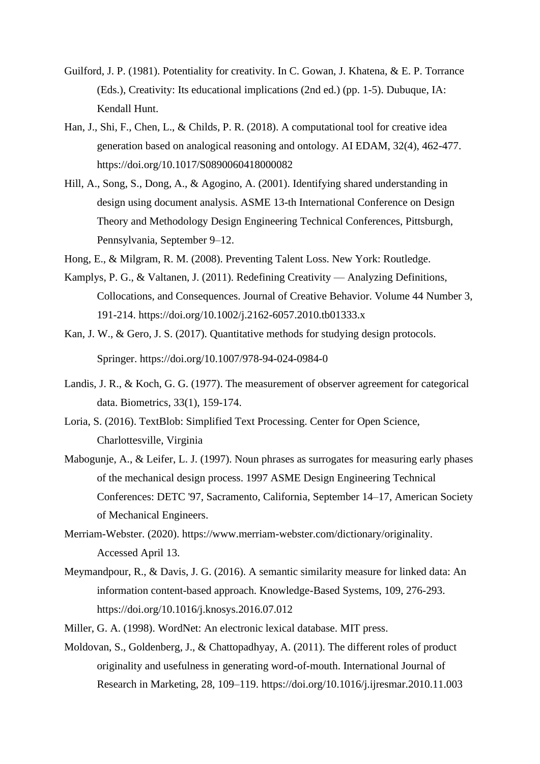Guilford, J. P. (1981). Potentiality for creativity. In C. Gowan, J. Khatena, & E. P. Torrance (Eds.), Creativity: Its educational implications (2nd ed.) (pp. 1-5). Dubuque, IA: Kendall Hunt.

Han, J., Shi, F., Chen, L., & Childs, P. R. (2018). A computational tool for creative idea generation based on analogical reasoning and ontology. AI EDAM, 32(4), 462-477. https://doi.org/10.1017/S0890060418000082

Hill, A., Song, S., Dong, A., & Agogino, A. (2001). Identifying shared understanding in design using document analysis. ASME 13-th International Conference on Design Theory and Methodology Design Engineering Technical Conferences, Pittsburgh, Pennsylvania, September 9–12.

Hong, E., & Milgram, R. M. (2008). Preventing Talent Loss. New York: Routledge.

Kamplys, P. G., & Valtanen, J. (2011). Redefining Creativity — Analyzing Definitions, Collocations, and Consequences. Journal of Creative Behavior. Volume 44 Number 3, 191-214. https://doi.org/10.1002/j.2162-6057.2010.tb01333.x

Kan, J. W., & Gero, J. S. (2017). Quantitative methods for studying design protocols. Springer. https://doi.org/10.1007/978-94-024-0984-0

Landis, J. R., & Koch, G. G. (1977). The measurement of observer agreement for categorical data. Biometrics, 33(1), 159-174.

Loria, S. (2016). TextBlob: Simplified Text Processing. Center for Open Science, Charlottesville, Virginia

Mabogunje, A., & Leifer, L. J. (1997). Noun phrases as surrogates for measuring early phases of the mechanical design process. 1997 ASME Design Engineering Technical Conferences: DETC '97, Sacramento, California, September 14–17, American Society of Mechanical Engineers.

Merriam-Webster. (2020). https://www.merriam-webster.com/dictionary/originality. Accessed April 13.

Meymandpour, R., & Davis, J. G. (2016). A semantic similarity measure for linked data: An information content-based approach. Knowledge-Based Systems, 109, 276-293. https://doi.org/10.1016/j.knosys.2016.07.012

Miller, G. A. (1998). WordNet: An electronic lexical database. MIT press.

Moldovan, S., Goldenberg, J., & Chattopadhyay, A. (2011). The different roles of product originality and usefulness in generating word-of-mouth. International Journal of Research in Marketing, 28, 109–119. https://doi.org/10.1016/j.ijresmar.2010.11.003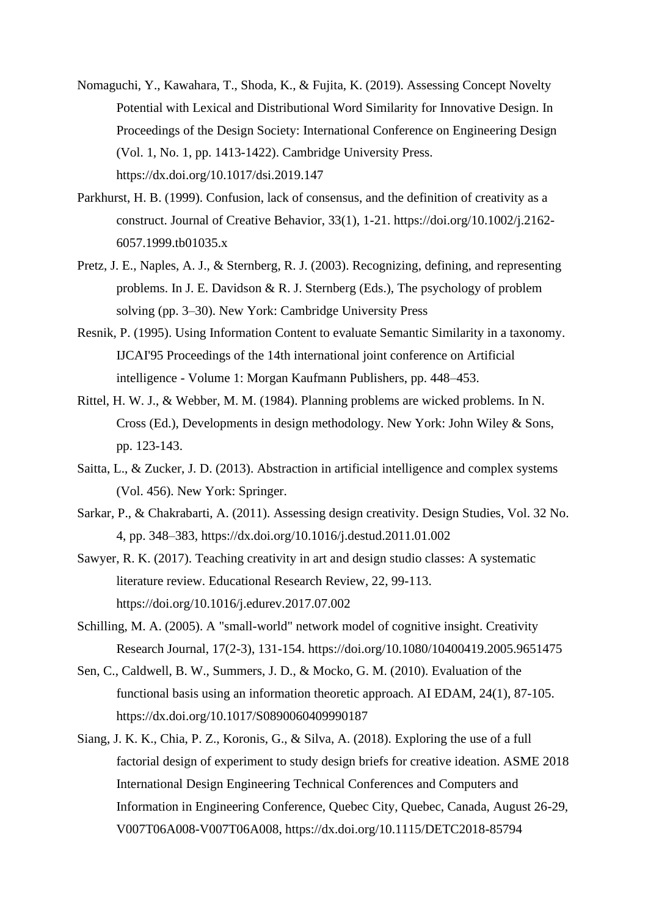Nomaguchi, Y., Kawahara, T., Shoda, K., & Fujita, K. (2019). Assessing Concept Novelty Potential with Lexical and Distributional Word Similarity for Innovative Design. In Proceedings of the Design Society: International Conference on Engineering Design (Vol. 1, No. 1, pp. 1413-1422). Cambridge University Press. https://dx.doi.org/10.1017/dsi.2019.147

Parkhurst, H. B. (1999). Confusion, lack of consensus, and the definition of creativity as a construct. Journal of Creative Behavior, 33(1), 1-21. https://doi.org/10.1002/j.2162-6057.1999.tb01035.x

Pretz, J. E., Naples, A. J., & Sternberg, R. J. (2003). Recognizing, defining, and representing problems. In J. E. Davidson & R. J. Sternberg (Eds.), The psychology of problem solving (pp. 3–30). New York: Cambridge University Press

Resnik, P. (1995). Using Information Content to evaluate Semantic Similarity in a taxonomy. IJCAI'95 Proceedings of the 14th international joint conference on Artificial intelligence - Volume 1: Morgan Kaufmann Publishers, pp. 448–453.

Rittel, H. W. J., & Webber, M. M. (1984). Planning problems are wicked problems. In N. Cross (Ed.), Developments in design methodology. New York: John Wiley & Sons, pp. 123-143.

Saitta, L., & Zucker, J. D. (2013). Abstraction in artificial intelligence and complex systems (Vol. 456). New York: Springer.

Sarkar, P., & Chakrabarti, A. (2011). Assessing design creativity. Design Studies, Vol. 32 No. 4, pp. 348–383, https://dx.doi.org/10.1016/j.destud.2011.01.002

Sawyer, R. K. (2017). Teaching creativity in art and design studio classes: A systematic literature review. Educational Research Review, 22, 99-113. https://doi.org/10.1016/j.edurev.2017.07.002

Schilling, M. A. (2005). A "small-world" network model of cognitive insight. Creativity Research Journal, 17(2-3), 131-154. https://doi.org/10.1080/10400419.2005.9651475

Sen, C., Caldwell, B. W., Summers, J. D., & Mocko, G. M. (2010). Evaluation of the functional basis using an information theoretic approach. AI EDAM, 24(1), 87-105. https://dx.doi.org/10.1017/S0890060409990187

Siang, J. K. K., Chia, P. Z., Koronis, G., & Silva, A. (2018). Exploring the use of a full factorial design of experiment to study design briefs for creative ideation. ASME 2018 International Design Engineering Technical Conferences and Computers and Information in Engineering Conference, Quebec City, Quebec, Canada, August 26-29, V007T06A008-V007T06A008, https://dx.doi.org/10.1115/DETC2018-85794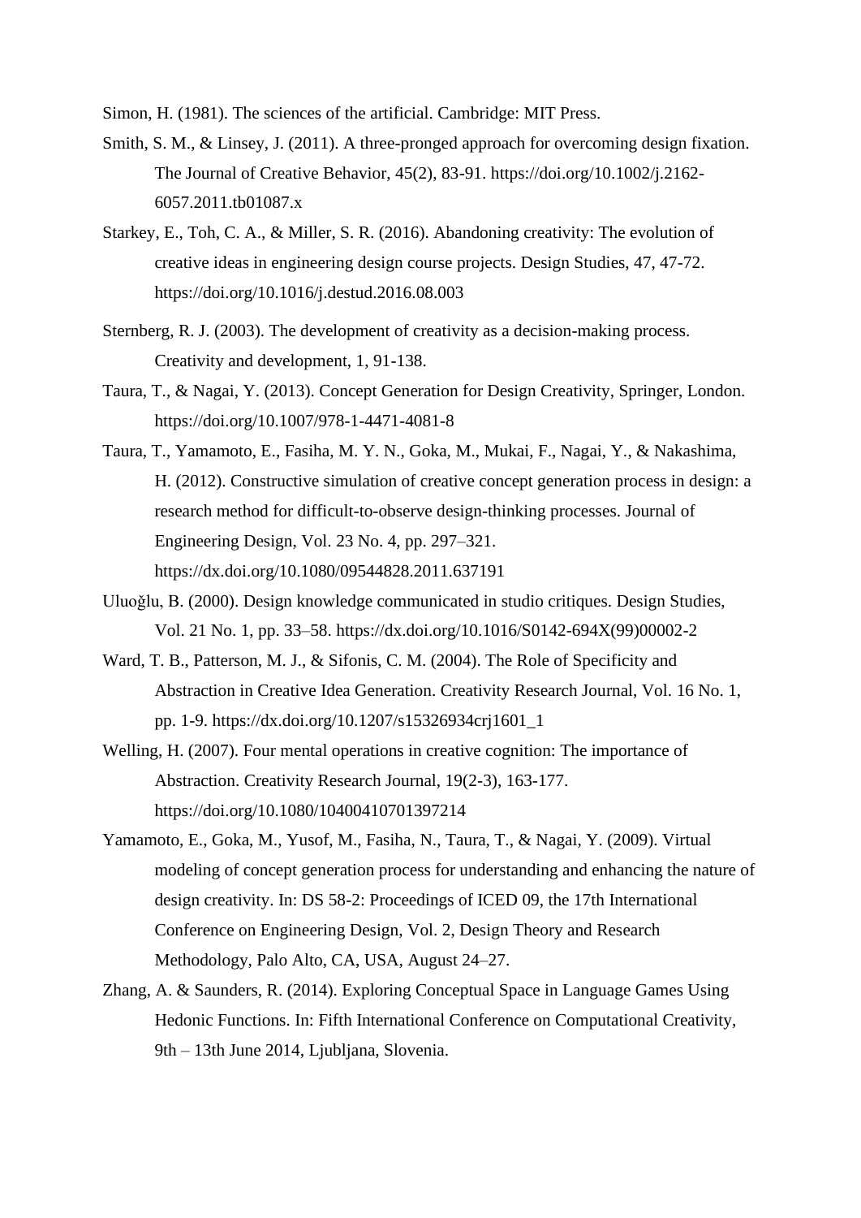Simon, H. (1981). The sciences of the artificial. Cambridge: MIT Press.

Smith, S. M., & Linsey, J. (2011). A three-pronged approach for overcoming design fixation. The Journal of Creative Behavior, 45(2), 83-91. https://doi.org/10.1002/j.2162-6057.2011.tb01087.x

Starkey, E., Toh, C. A., & Miller, S. R. (2016). Abandoning creativity: The evolution of creative ideas in engineering design course projects. Design Studies, 47, 47-72. https://doi.org/10.1016/j.destud.2016.08.003

Sternberg, R. J. (2003). The development of creativity as a decision-making process. Creativity and development, 1, 91-138.

Taura, T., & Nagai, Y. (2013). Concept Generation for Design Creativity, Springer, London. https://doi.org/10.1007/978-1-4471-4081-8

Taura, T., Yamamoto, E., Fasiha, M. Y. N., Goka, M., Mukai, F., Nagai, Y., & Nakashima, H. (2012). Constructive simulation of creative concept generation process in design: a research method for difficult-to-observe design-thinking processes. Journal of Engineering Design, Vol. 23 No. 4, pp. 297–321. https://dx.doi.org/10.1080/09544828.2011.637191

Uluoğlu, B. (2000). Design knowledge communicated in studio critiques. Design Studies, Vol. 21 No. 1, pp. 33–58. https://dx.doi.org/10.1016/S0142-694X(99)00002-2

Ward, T. B., Patterson, M. J., & Sifonis, C. M. (2004). The Role of Specificity and Abstraction in Creative Idea Generation. Creativity Research Journal, Vol. 16 No. 1, pp. 1-9. https://dx.doi.org/10.1207/s15326934crj1601_1

Welling, H. (2007). Four mental operations in creative cognition: The importance of Abstraction. Creativity Research Journal, 19(2-3), 163-177. https://doi.org/10.1080/10400410701397214

Yamamoto, E., Goka, M., Yusof, M., Fasiha, N., Taura, T., & Nagai, Y. (2009). Virtual modeling of concept generation process for understanding and enhancing the nature of design creativity. In: DS 58-2: Proceedings of ICED 09, the 17th International Conference on Engineering Design, Vol. 2, Design Theory and Research Methodology, Palo Alto, CA, USA, August 24–27.

Zhang, A. & Saunders, R. (2014). Exploring Conceptual Space in Language Games Using Hedonic Functions. In: Fifth International Conference on Computational Creativity, 9th – 13th June 2014, Ljubljana, Slovenia.